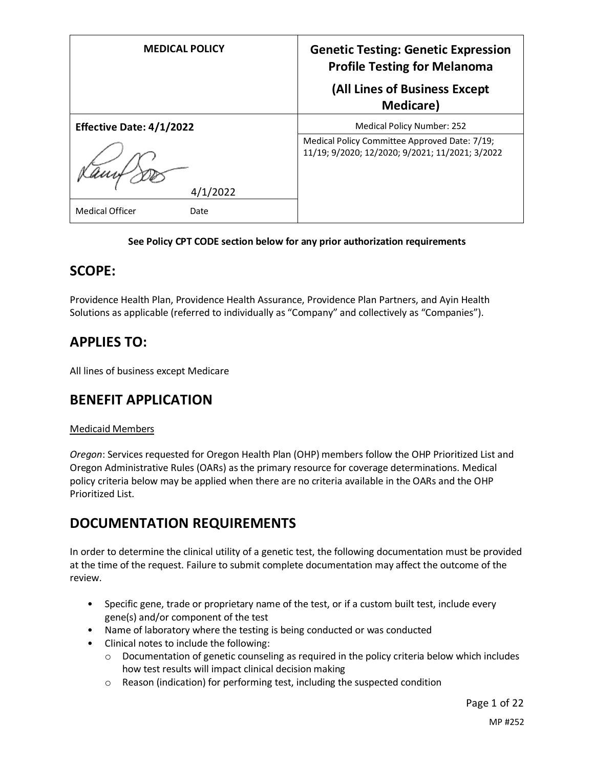| MEDICAL POLICY | Genetic Testing: Genetic Expression Profile Testing for Melanoma<br><br>(All Lines of Business Except Medicare) |
|---|---|
| **Effective Date: 4/1/2022** | Medical Policy Number: 252 |
| 4/1/2022 | Medical Policy Committee Approved Date: 7/19; 11/19; 9/2020; 12/2020; 9/2021; 11/2021; 3/2022 |
| Medical Officer Date | |

**See Policy CPT CODE section below for any prior authorization requirements**

## SCOPE:

Providence Health Plan, Providence Health Assurance, Providence Plan Partners, and Ayin Health Solutions as applicable (referred to individually as "Company" and collectively as "Companies").

## APPLIES TO:

All lines of business except Medicare

## BENEFIT APPLICATION

Medicaid Members

*Oregon*: Services requested for Oregon Health Plan (OHP) members follow the OHP Prioritized List and Oregon Administrative Rules (OARs) as the primary resource for coverage determinations. Medical policy criteria below may be applied when there are no criteria available in the OARs and the OHP Prioritized List.

## DOCUMENTATION REQUIREMENTS

In order to determine the clinical utility of a genetic test, the following documentation must be provided at the time of the request. Failure to submit complete documentation may affect the outcome of the review.

- Specific gene, trade or proprietary name of the test, or if a custom built test, include every gene(s) and/or component of the test
- Name of laboratory where the testing is being conducted or was conducted
- Clinical notes to include the following:
  - Documentation of genetic counseling as required in the policy criteria below which includes how test results will impact clinical decision making
  - Reason (indication) for performing test, including the suspected condition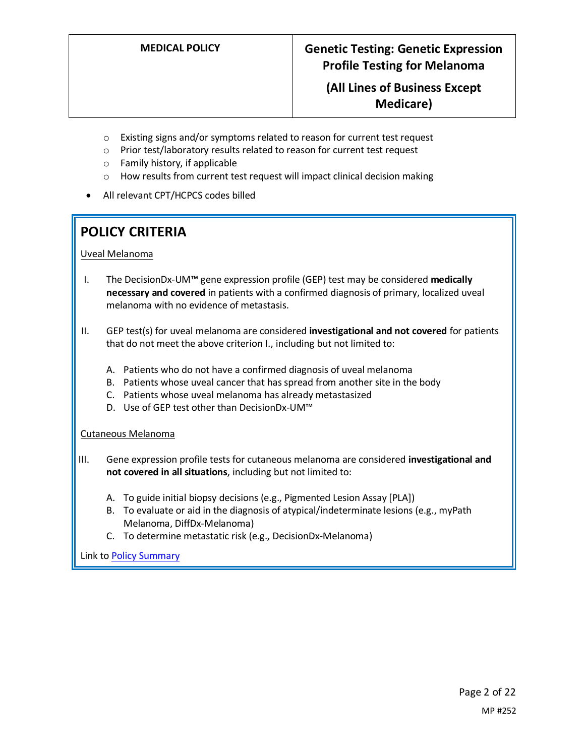- Existing signs and/or symptoms related to reason for current test request
  - Prior test/laboratory results related to reason for current test request
  - Family history, if applicable
  - How results from current test request will impact clinical decision making
- All relevant CPT/HCPCS codes billed

## POLICY CRITERIA

Uveal Melanoma

I. The DecisionDx-UM™ gene expression profile (GEP) test may be considered **medically necessary and covered** in patients with a confirmed diagnosis of primary, localized uveal melanoma with no evidence of metastasis.

II. GEP test(s) for uveal melanoma are considered **investigational and not covered** for patients that do not meet the above criterion I., including but not limited to:

   A. Patients who do not have a confirmed diagnosis of uveal melanoma
   B. Patients whose uveal cancer that has spread from another site in the body
   C. Patients whose uveal melanoma has already metastasized
   D. Use of GEP test other than DecisionDx-UM™

Cutaneous Melanoma

III. Gene expression profile tests for cutaneous melanoma are considered **investigational and not covered in all situations**, including but not limited to:

   A. To guide initial biopsy decisions (e.g., Pigmented Lesion Assay [PLA])
   B. To evaluate or aid in the diagnosis of atypical/indeterminate lesions (e.g., myPath Melanoma, DiffDx-Melanoma)
   C. To determine metastatic risk (e.g., DecisionDx-Melanoma)

Link to Policy Summary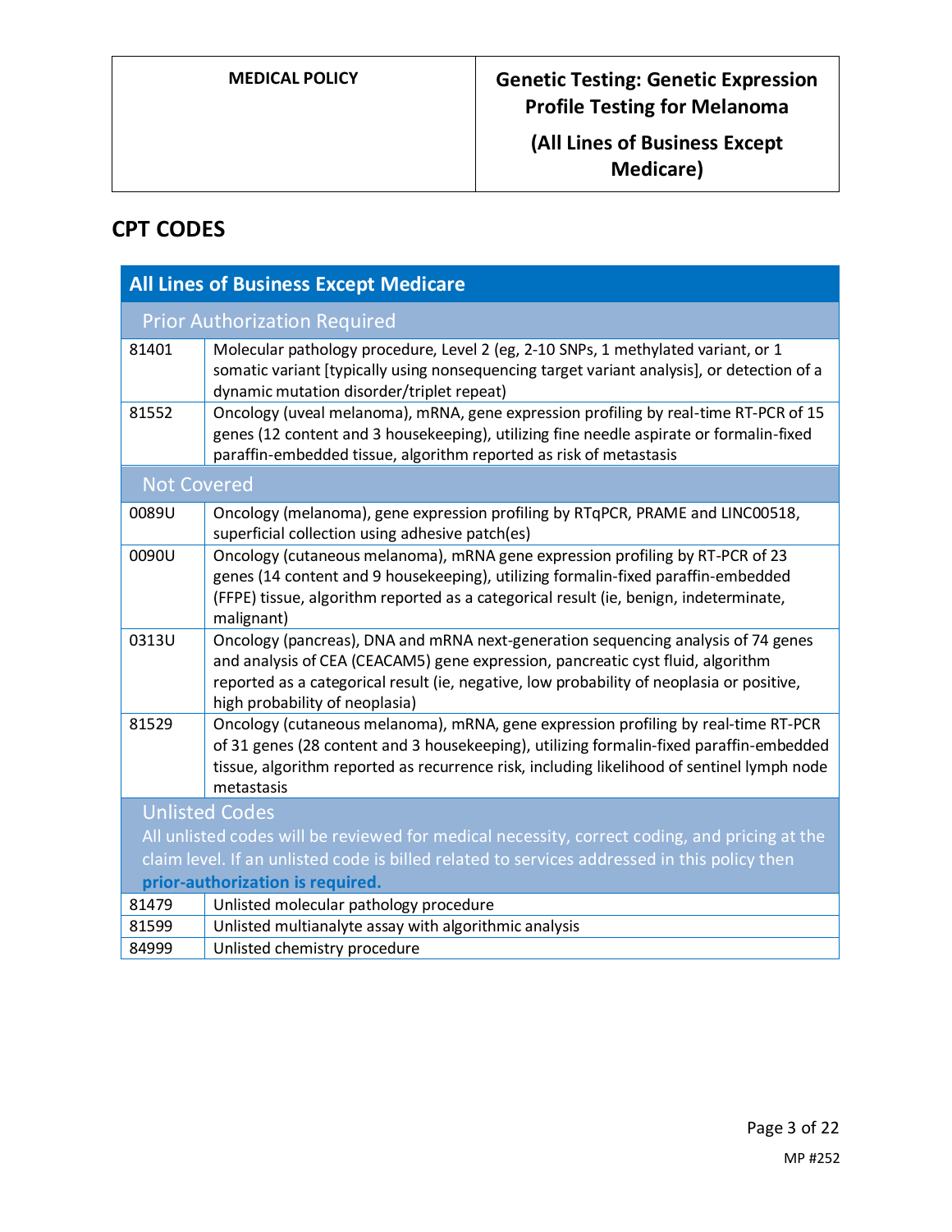## CPT CODES

| All Lines of Business Except Medicare | |
|---|---|
| **Prior Authorization Required** | |
| 81401 | Molecular pathology procedure, Level 2 (eg, 2-10 SNPs, 1 methylated variant, or 1 somatic variant [typically using nonsequencing target variant analysis], or detection of a dynamic mutation disorder/triplet repeat) |
| 81552 | Oncology (uveal melanoma), mRNA, gene expression profiling by real-time RT-PCR of 15 genes (12 content and 3 housekeeping), utilizing fine needle aspirate or formalin-fixed paraffin-embedded tissue, algorithm reported as risk of metastasis |
| **Not Covered** | |
| 0089U | Oncology (melanoma), gene expression profiling by RTqPCR, PRAME and LINC00518, superficial collection using adhesive patch(es) |
| 0090U | Oncology (cutaneous melanoma), mRNA gene expression profiling by RT-PCR of 23 genes (14 content and 9 housekeeping), utilizing formalin-fixed paraffin-embedded (FFPE) tissue, algorithm reported as a categorical result (ie, benign, indeterminate, malignant) |
| 0313U | Oncology (pancreas), DNA and mRNA next-generation sequencing analysis of 74 genes and analysis of CEA (CEACAM5) gene expression, pancreatic cyst fluid, algorithm reported as a categorical result (ie, negative, low probability of neoplasia or positive, high probability of neoplasia) |
| 81529 | Oncology (cutaneous melanoma), mRNA, gene expression profiling by real-time RT-PCR of 31 genes (28 content and 3 housekeeping), utilizing formalin-fixed paraffin-embedded tissue, algorithm reported as recurrence risk, including likelihood of sentinel lymph node metastasis |
| **Unlisted Codes** All unlisted codes will be reviewed for medical necessity, correct coding, and pricing at the claim level. If an unlisted code is billed related to services addressed in this policy then **prior-authorization is required.** | |
| 81479 | Unlisted molecular pathology procedure |
| 81599 | Unlisted multianalyte assay with algorithmic analysis |
| 84999 | Unlisted chemistry procedure |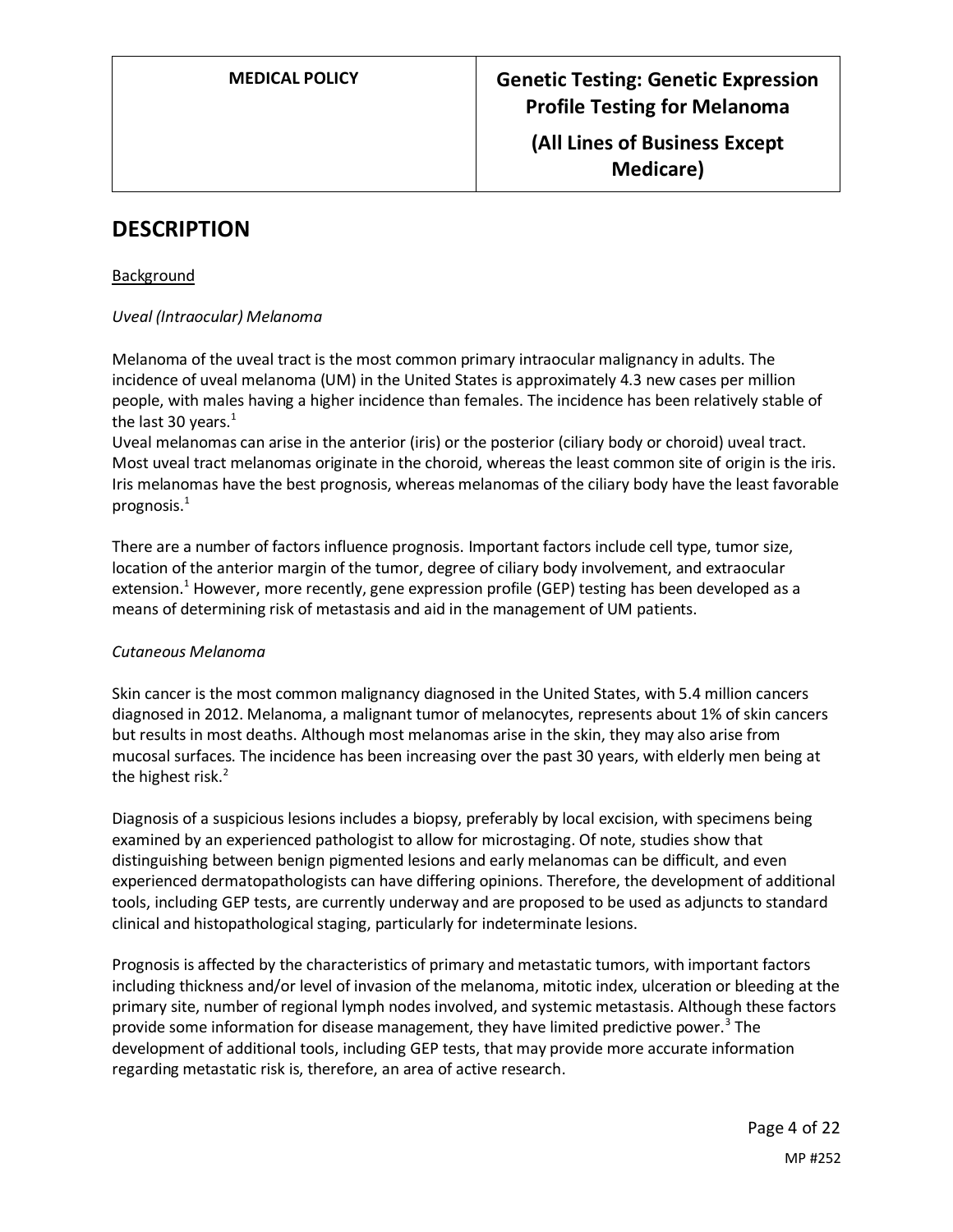# DESCRIPTION

Background

*Uveal (Intraocular) Melanoma*

Melanoma of the uveal tract is the most common primary intraocular malignancy in adults. The incidence of uveal melanoma (UM) in the United States is approximately 4.3 new cases per million people, with males having a higher incidence than females. The incidence has been relatively stable of the last 30 years.[1]

Uveal melanomas can arise in the anterior (iris) or the posterior (ciliary body or choroid) uveal tract. Most uveal tract melanomas originate in the choroid, whereas the least common site of origin is the iris. Iris melanomas have the best prognosis, whereas melanomas of the ciliary body have the least favorable prognosis.[1]

There are a number of factors influence prognosis. Important factors include cell type, tumor size, location of the anterior margin of the tumor, degree of ciliary body involvement, and extraocular extension.[1] However, more recently, gene expression profile (GEP) testing has been developed as a means of determining risk of metastasis and aid in the management of UM patients.

*Cutaneous Melanoma*

Skin cancer is the most common malignancy diagnosed in the United States, with 5.4 million cancers diagnosed in 2012. Melanoma, a malignant tumor of melanocytes, represents about 1% of skin cancers but results in most deaths. Although most melanomas arise in the skin, they may also arise from mucosal surfaces. The incidence has been increasing over the past 30 years, with elderly men being at the highest risk.[2]

Diagnosis of a suspicious lesions includes a biopsy, preferably by local excision, with specimens being examined by an experienced pathologist to allow for microstaging. Of note, studies show that distinguishing between benign pigmented lesions and early melanomas can be difficult, and even experienced dermatopathologists can have differing opinions. Therefore, the development of additional tools, including GEP tests, are currently underway and are proposed to be used as adjuncts to standard clinical and histopathological staging, particularly for indeterminate lesions.

Prognosis is affected by the characteristics of primary and metastatic tumors, with important factors including thickness and/or level of invasion of the melanoma, mitotic index, ulceration or bleeding at the primary site, number of regional lymph nodes involved, and systemic metastasis. Although these factors provide some information for disease management, they have limited predictive power.[3] The development of additional tools, including GEP tests, that may provide more accurate information regarding metastatic risk is, therefore, an area of active research.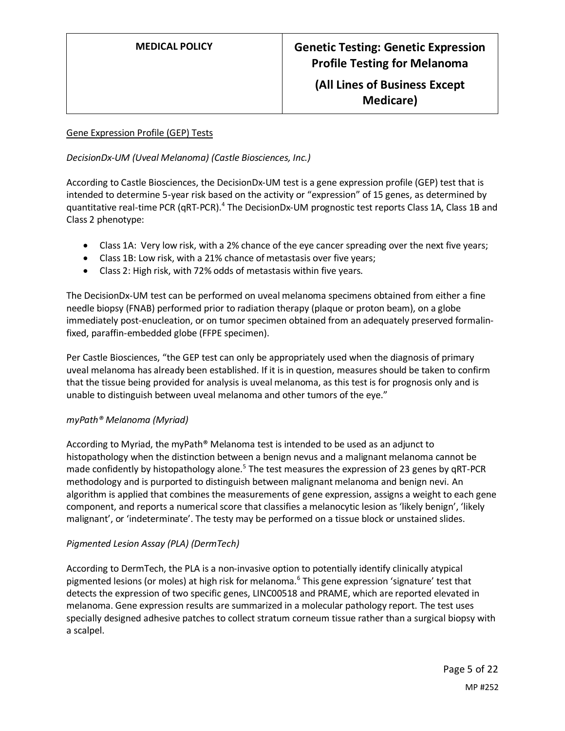## Gene Expression Profile (GEP) Tests

### *DecisionDx-UM (Uveal Melanoma) (Castle Biosciences, Inc.)*

According to Castle Biosciences, the DecisionDx-UM test is a gene expression profile (GEP) test that is intended to determine 5-year risk based on the activity or "expression" of 15 genes, as determined by quantitative real-time PCR (qRT-PCR).[4] The DecisionDx-UM prognostic test reports Class 1A, Class 1B and Class 2 phenotype:

- Class 1A: Very low risk, with a 2% chance of the eye cancer spreading over the next five years;
- Class 1B: Low risk, with a 21% chance of metastasis over five years;
- Class 2: High risk, with 72% odds of metastasis within five years.

The DecisionDx-UM test can be performed on uveal melanoma specimens obtained from either a fine needle biopsy (FNAB) performed prior to radiation therapy (plaque or proton beam), on a globe immediately post-enucleation, or on tumor specimen obtained from an adequately preserved formalin-fixed, paraffin-embedded globe (FFPE specimen).

Per Castle Biosciences, "the GEP test can only be appropriately used when the diagnosis of primary uveal melanoma has already been established. If it is in question, measures should be taken to confirm that the tissue being provided for analysis is uveal melanoma, as this test is for prognosis only and is unable to distinguish between uveal melanoma and other tumors of the eye."

### *myPath® Melanoma (Myriad)*

According to Myriad, the myPath® Melanoma test is intended to be used as an adjunct to histopathology when the distinction between a benign nevus and a malignant melanoma cannot be made confidently by histopathology alone.[5] The test measures the expression of 23 genes by qRT-PCR methodology and is purported to distinguish between malignant melanoma and benign nevi. An algorithm is applied that combines the measurements of gene expression, assigns a weight to each gene component, and reports a numerical score that classifies a melanocytic lesion as 'likely benign', 'likely malignant', or 'indeterminate'. The testy may be performed on a tissue block or unstained slides.

### *Pigmented Lesion Assay (PLA) (DermTech)*

According to DermTech, the PLA is a non-invasive option to potentially identify clinically atypical pigmented lesions (or moles) at high risk for melanoma.[6] This gene expression 'signature' test that detects the expression of two specific genes, LINC00518 and PRAME, which are reported elevated in melanoma. Gene expression results are summarized in a molecular pathology report. The test uses specially designed adhesive patches to collect stratum corneum tissue rather than a surgical biopsy with a scalpel.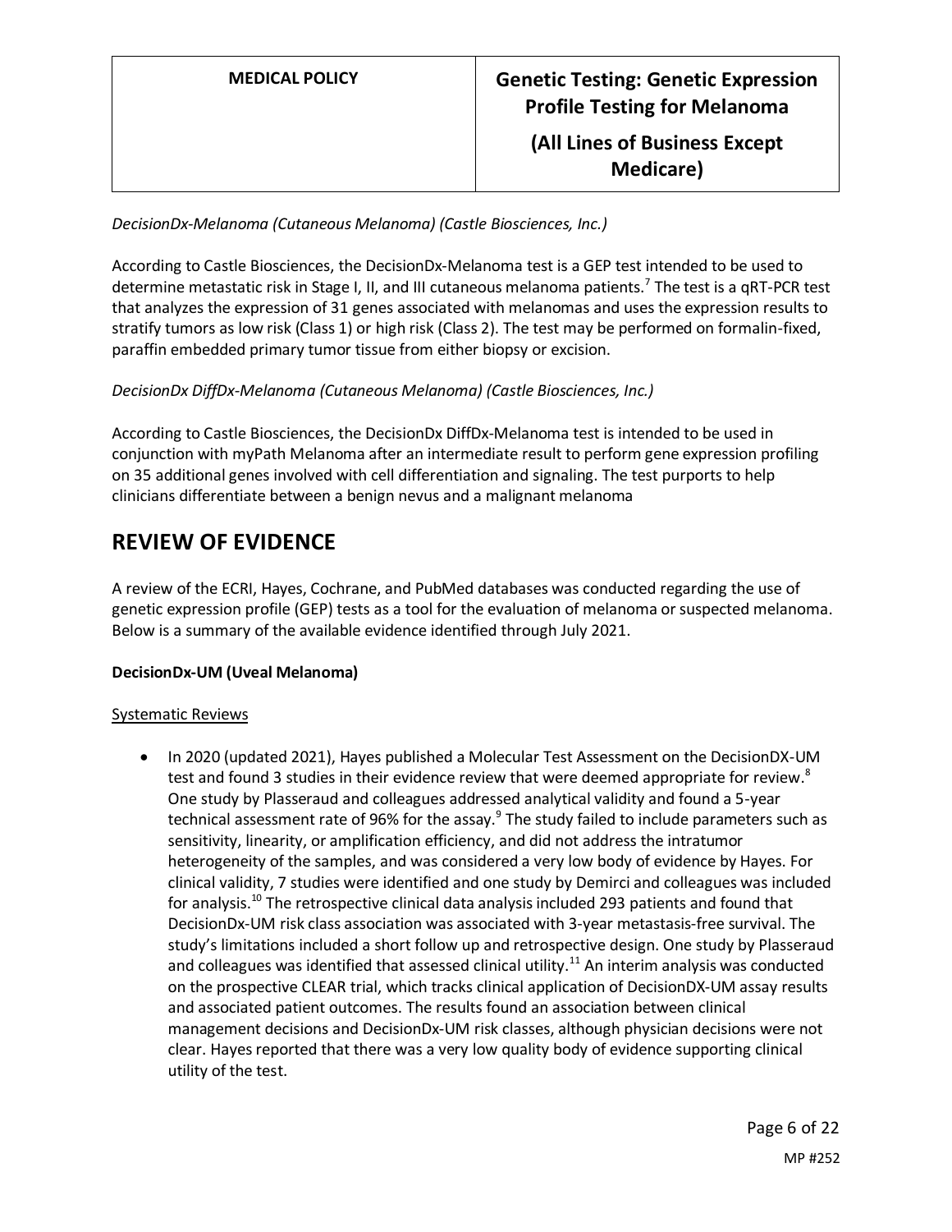*DecisionDx-Melanoma (Cutaneous Melanoma) (Castle Biosciences, Inc.)*

According to Castle Biosciences, the DecisionDx-Melanoma test is a GEP test intended to be used to determine metastatic risk in Stage I, II, and III cutaneous melanoma patients.[7] The test is a qRT-PCR test that analyzes the expression of 31 genes associated with melanomas and uses the expression results to stratify tumors as low risk (Class 1) or high risk (Class 2). The test may be performed on formalin-fixed, paraffin embedded primary tumor tissue from either biopsy or excision.

*DecisionDx DiffDx-Melanoma (Cutaneous Melanoma) (Castle Biosciences, Inc.)*

According to Castle Biosciences, the DecisionDx DiffDx-Melanoma test is intended to be used in conjunction with myPath Melanoma after an intermediate result to perform gene expression profiling on 35 additional genes involved with cell differentiation and signaling. The test purports to help clinicians differentiate between a benign nevus and a malignant melanoma

# REVIEW OF EVIDENCE

A review of the ECRI, Hayes, Cochrane, and PubMed databases was conducted regarding the use of genetic expression profile (GEP) tests as a tool for the evaluation of melanoma or suspected melanoma. Below is a summary of the available evidence identified through July 2021.

**DecisionDx-UM (Uveal Melanoma)**

Systematic Reviews

- In 2020 (updated 2021), Hayes published a Molecular Test Assessment on the DecisionDX-UM test and found 3 studies in their evidence review that were deemed appropriate for review.[8] One study by Plasseraud and colleagues addressed analytical validity and found a 5-year technical assessment rate of 96% for the assay.[9] The study failed to include parameters such as sensitivity, linearity, or amplification efficiency, and did not address the intratumor heterogeneity of the samples, and was considered a very low body of evidence by Hayes. For clinical validity, 7 studies were identified and one study by Demirci and colleagues was included for analysis.[10] The retrospective clinical data analysis included 293 patients and found that DecisionDx-UM risk class association was associated with 3-year metastasis-free survival. The study's limitations included a short follow up and retrospective design. One study by Plasseraud and colleagues was identified that assessed clinical utility.[11] An interim analysis was conducted on the prospective CLEAR trial, which tracks clinical application of DecisionDX-UM assay results and associated patient outcomes. The results found an association between clinical management decisions and DecisionDx-UM risk classes, although physician decisions were not clear. Hayes reported that there was a very low quality body of evidence supporting clinical utility of the test.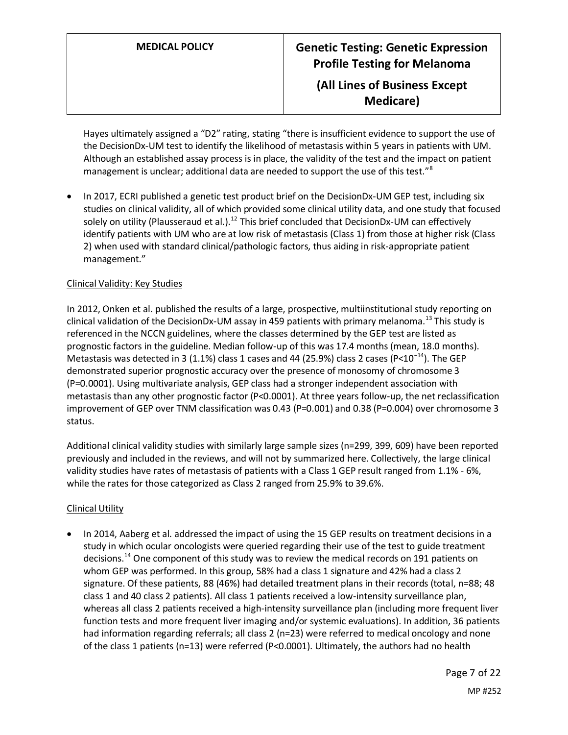Hayes ultimately assigned a "D2" rating, stating "there is insufficient evidence to support the use of the DecisionDx-UM test to identify the likelihood of metastasis within 5 years in patients with UM. Although an established assay process is in place, the validity of the test and the impact on patient management is unclear; additional data are needed to support the use of this test."[8]

- In 2017, ECRI published a genetic test product brief on the DecisionDx-UM GEP test, including six studies on clinical validity, all of which provided some clinical utility data, and one study that focused solely on utility (Plausseraud et al.).[12] This brief concluded that DecisionDx-UM can effectively identify patients with UM who are at low risk of metastasis (Class 1) from those at higher risk (Class 2) when used with standard clinical/pathologic factors, thus aiding in risk-appropriate patient management."

Clinical Validity: Key Studies

In 2012, Onken et al. published the results of a large, prospective, multiinstitutional study reporting on clinical validation of the DecisionDx-UM assay in 459 patients with primary melanoma.[13] This study is referenced in the NCCN guidelines, where the classes determined by the GEP test are listed as prognostic factors in the guideline. Median follow-up of this was 17.4 months (mean, 18.0 months). Metastasis was detected in 3 (1.1%) class 1 cases and 44 (25.9%) class 2 cases ($P<10^{-14}$). The GEP demonstrated superior prognostic accuracy over the presence of monosomy of chromosome 3 (P=0.0001). Using multivariate analysis, GEP class had a stronger independent association with metastasis than any other prognostic factor (P<0.0001). At three years follow-up, the net reclassification improvement of GEP over TNM classification was 0.43 (P=0.001) and 0.38 (P=0.004) over chromosome 3 status.

Additional clinical validity studies with similarly large sample sizes (n=299, 399, 609) have been reported previously and included in the reviews, and will not by summarized here. Collectively, the large clinical validity studies have rates of metastasis of patients with a Class 1 GEP result ranged from 1.1% - 6%, while the rates for those categorized as Class 2 ranged from 25.9% to 39.6%.

Clinical Utility

- In 2014, Aaberg et al. addressed the impact of using the 15 GEP results on treatment decisions in a study in which ocular oncologists were queried regarding their use of the test to guide treatment decisions.[14] One component of this study was to review the medical records on 191 patients on whom GEP was performed. In this group, 58% had a class 1 signature and 42% had a class 2 signature. Of these patients, 88 (46%) had detailed treatment plans in their records (total, n=88; 48 class 1 and 40 class 2 patients). All class 1 patients received a low-intensity surveillance plan, whereas all class 2 patients received a high-intensity surveillance plan (including more frequent liver function tests and more frequent liver imaging and/or systemic evaluations). In addition, 36 patients had information regarding referrals; all class 2 (n=23) were referred to medical oncology and none of the class 1 patients (n=13) were referred (P<0.0001). Ultimately, the authors had no health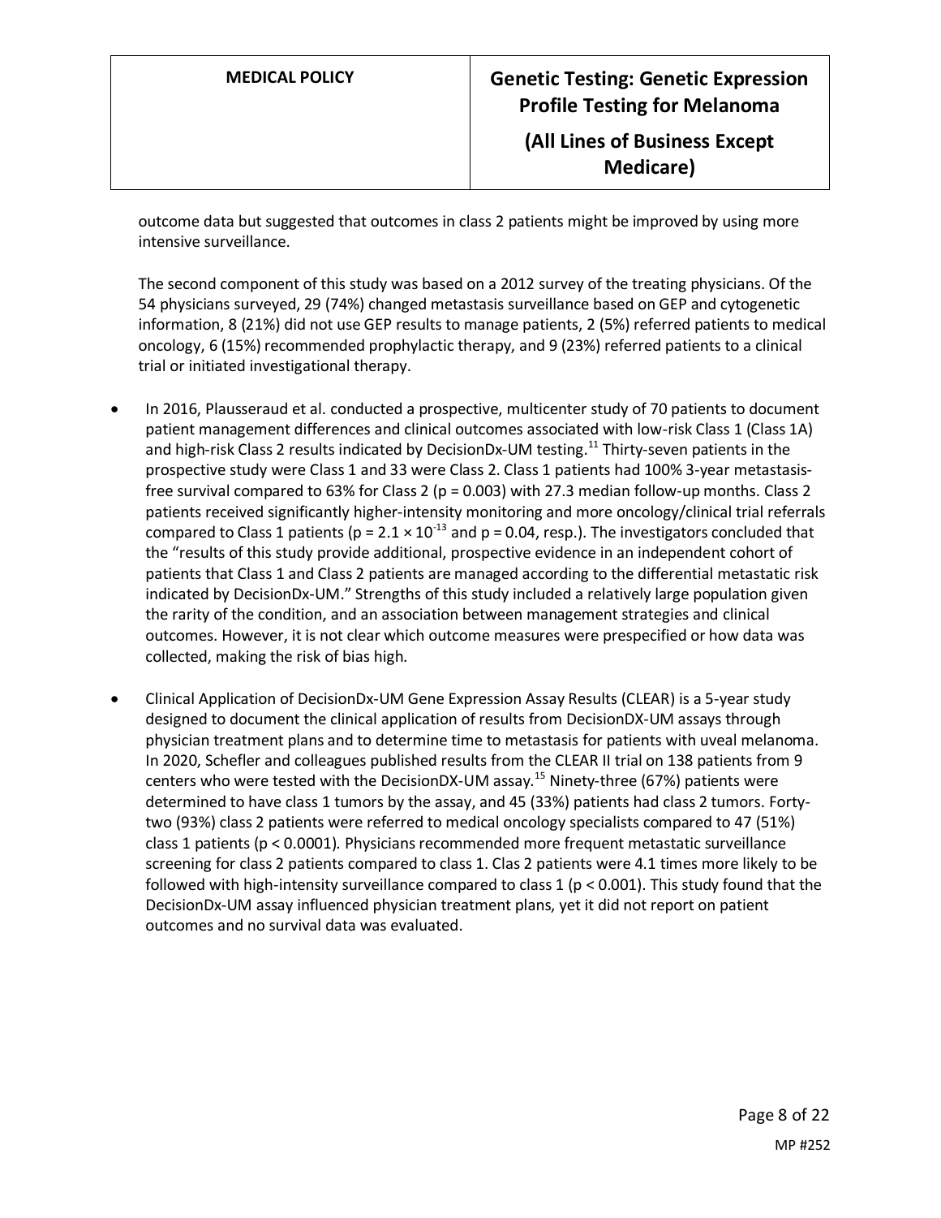outcome data but suggested that outcomes in class 2 patients might be improved by using more intensive surveillance.

The second component of this study was based on a 2012 survey of the treating physicians. Of the 54 physicians surveyed, 29 (74%) changed metastasis surveillance based on GEP and cytogenetic information, 8 (21%) did not use GEP results to manage patients, 2 (5%) referred patients to medical oncology, 6 (15%) recommended prophylactic therapy, and 9 (23%) referred patients to a clinical trial or initiated investigational therapy.

- In 2016, Plausseraud et al. conducted a prospective, multicenter study of 70 patients to document patient management differences and clinical outcomes associated with low-risk Class 1 (Class 1A) and high-risk Class 2 results indicated by DecisionDx-UM testing.[11] Thirty-seven patients in the prospective study were Class 1 and 33 were Class 2. Class 1 patients had 100% 3-year metastasis-free survival compared to 63% for Class 2 ($p = 0.003$) with 27.3 median follow-up months. Class 2 patients received significantly higher-intensity monitoring and more oncology/clinical trial referrals compared to Class 1 patients ($p = 2.1 \times 10^{-13}$ and $p = 0.04$, resp.). The investigators concluded that the "results of this study provide additional, prospective evidence in an independent cohort of patients that Class 1 and Class 2 patients are managed according to the differential metastatic risk indicated by DecisionDx-UM." Strengths of this study included a relatively large population given the rarity of the condition, and an association between management strategies and clinical outcomes. However, it is not clear which outcome measures were prespecified or how data was collected, making the risk of bias high.

- Clinical Application of DecisionDx-UM Gene Expression Assay Results (CLEAR) is a 5-year study designed to document the clinical application of results from DecisionDX-UM assays through physician treatment plans and to determine time to metastasis for patients with uveal melanoma. In 2020, Schefler and colleagues published results from the CLEAR II trial on 138 patients from 9 centers who were tested with the DecisionDX-UM assay.[15] Ninety-three (67%) patients were determined to have class 1 tumors by the assay, and 45 (33%) patients had class 2 tumors. Forty-two (93%) class 2 patients were referred to medical oncology specialists compared to 47 (51%) class 1 patients ($p < 0.0001$). Physicians recommended more frequent metastatic surveillance screening for class 2 patients compared to class 1. Clas 2 patients were 4.1 times more likely to be followed with high-intensity surveillance compared to class 1 ($p < 0.001$). This study found that the DecisionDx-UM assay influenced physician treatment plans, yet it did not report on patient outcomes and no survival data was evaluated.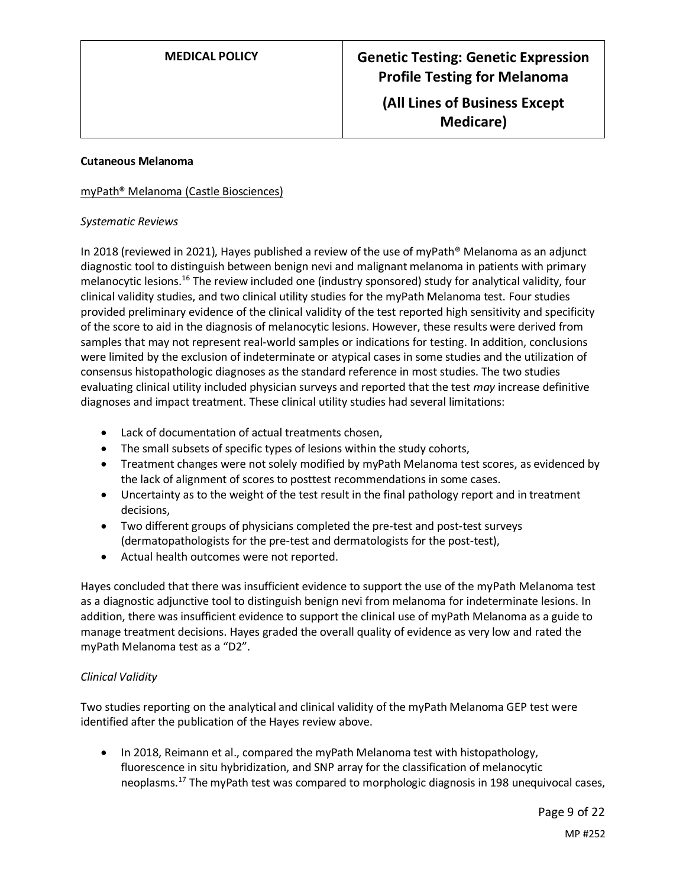**Cutaneous Melanoma**

myPath® Melanoma (Castle Biosciences)

*Systematic Reviews*

In 2018 (reviewed in 2021), Hayes published a review of the use of myPath® Melanoma as an adjunct diagnostic tool to distinguish between benign nevi and malignant melanoma in patients with primary melanocytic lesions.[16] The review included one (industry sponsored) study for analytical validity, four clinical validity studies, and two clinical utility studies for the myPath Melanoma test. Four studies provided preliminary evidence of the clinical validity of the test reported high sensitivity and specificity of the score to aid in the diagnosis of melanocytic lesions. However, these results were derived from samples that may not represent real-world samples or indications for testing. In addition, conclusions were limited by the exclusion of indeterminate or atypical cases in some studies and the utilization of consensus histopathologic diagnoses as the standard reference in most studies. The two studies evaluating clinical utility included physician surveys and reported that the test *may* increase definitive diagnoses and impact treatment. These clinical utility studies had several limitations:

- Lack of documentation of actual treatments chosen,
- The small subsets of specific types of lesions within the study cohorts,
- Treatment changes were not solely modified by myPath Melanoma test scores, as evidenced by the lack of alignment of scores to posttest recommendations in some cases.
- Uncertainty as to the weight of the test result in the final pathology report and in treatment decisions,
- Two different groups of physicians completed the pre-test and post-test surveys (dermatopathologists for the pre-test and dermatologists for the post-test),
- Actual health outcomes were not reported.

Hayes concluded that there was insufficient evidence to support the use of the myPath Melanoma test as a diagnostic adjunctive tool to distinguish benign nevi from melanoma for indeterminate lesions. In addition, there was insufficient evidence to support the clinical use of myPath Melanoma as a guide to manage treatment decisions. Hayes graded the overall quality of evidence as very low and rated the myPath Melanoma test as a "D2".

*Clinical Validity*

Two studies reporting on the analytical and clinical validity of the myPath Melanoma GEP test were identified after the publication of the Hayes review above.

- In 2018, Reimann et al., compared the myPath Melanoma test with histopathology, fluorescence in situ hybridization, and SNP array for the classification of melanocytic neoplasms.[17] The myPath test was compared to morphologic diagnosis in 198 unequivocal cases,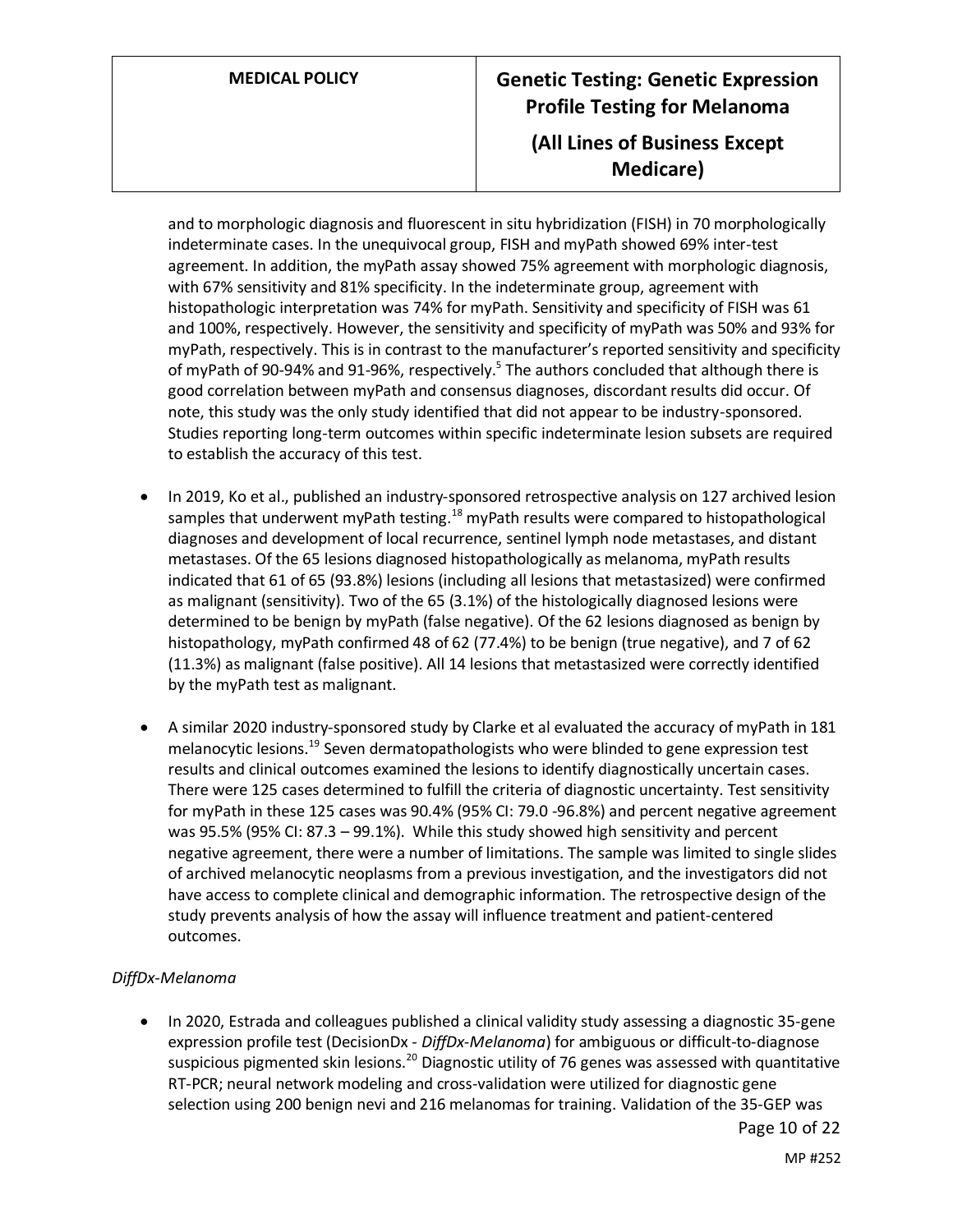and to morphologic diagnosis and fluorescent in situ hybridization (FISH) in 70 morphologically indeterminate cases. In the unequivocal group, FISH and myPath showed 69% inter-test agreement. In addition, the myPath assay showed 75% agreement with morphologic diagnosis, with 67% sensitivity and 81% specificity. In the indeterminate group, agreement with histopathologic interpretation was 74% for myPath. Sensitivity and specificity of FISH was 61 and 100%, respectively. However, the sensitivity and specificity of myPath was 50% and 93% for myPath, respectively. This is in contrast to the manufacturer's reported sensitivity and specificity of myPath of 90-94% and 91-96%, respectively.[5] The authors concluded that although there is good correlation between myPath and consensus diagnoses, discordant results did occur. Of note, this study was the only study identified that did not appear to be industry-sponsored. Studies reporting long-term outcomes within specific indeterminate lesion subsets are required to establish the accuracy of this test.

- In 2019, Ko et al., published an industry-sponsored retrospective analysis on 127 archived lesion samples that underwent myPath testing.[18] myPath results were compared to histopathological diagnoses and development of local recurrence, sentinel lymph node metastases, and distant metastases. Of the 65 lesions diagnosed histopathologically as melanoma, myPath results indicated that 61 of 65 (93.8%) lesions (including all lesions that metastasized) were confirmed as malignant (sensitivity). Two of the 65 (3.1%) of the histologically diagnosed lesions were determined to be benign by myPath (false negative). Of the 62 lesions diagnosed as benign by histopathology, myPath confirmed 48 of 62 (77.4%) to be benign (true negative), and 7 of 62 (11.3%) as malignant (false positive). All 14 lesions that metastasized were correctly identified by the myPath test as malignant.

- A similar 2020 industry-sponsored study by Clarke et al evaluated the accuracy of myPath in 181 melanocytic lesions.[19] Seven dermatopathologists who were blinded to gene expression test results and clinical outcomes examined the lesions to identify diagnostically uncertain cases. There were 125 cases determined to fulfill the criteria of diagnostic uncertainty. Test sensitivity for myPath in these 125 cases was 90.4% (95% CI: 79.0 -96.8%) and percent negative agreement was 95.5% (95% CI: 87.3 – 99.1%). While this study showed high sensitivity and percent negative agreement, there were a number of limitations. The sample was limited to single slides of archived melanocytic neoplasms from a previous investigation, and the investigators did not have access to complete clinical and demographic information. The retrospective design of the study prevents analysis of how the assay will influence treatment and patient-centered outcomes.

*DiffDx-Melanoma*

- In 2020, Estrada and colleagues published a clinical validity study assessing a diagnostic 35-gene expression profile test (DecisionDx - *DiffDx-Melanoma*) for ambiguous or difficult-to-diagnose suspicious pigmented skin lesions.[20] Diagnostic utility of 76 genes was assessed with quantitative RT-PCR; neural network modeling and cross-validation were utilized for diagnostic gene selection using 200 benign nevi and 216 melanomas for training. Validation of the 35-GEP was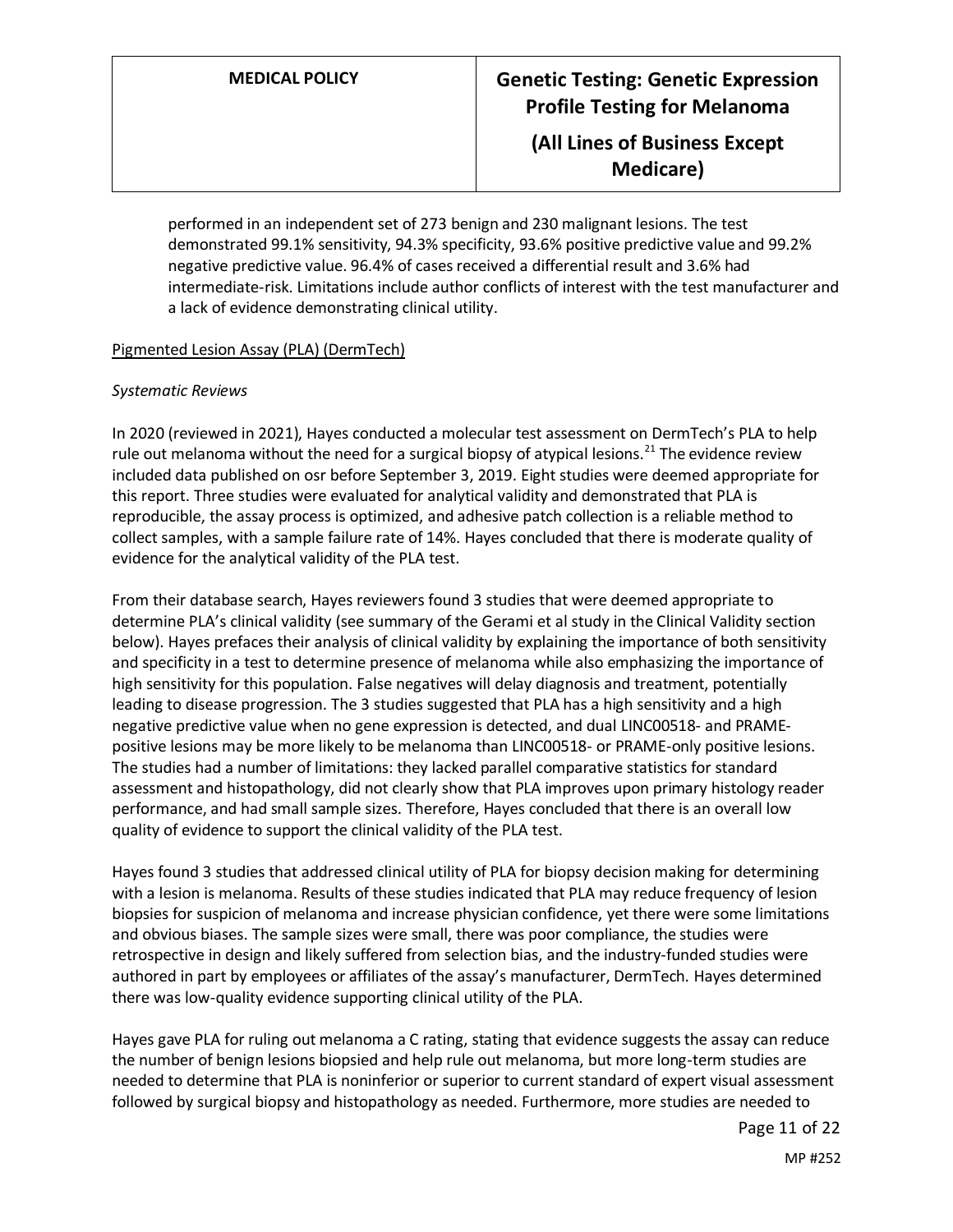performed in an independent set of 273 benign and 230 malignant lesions. The test demonstrated 99.1% sensitivity, 94.3% specificity, 93.6% positive predictive value and 99.2% negative predictive value. 96.4% of cases received a differential result and 3.6% had intermediate-risk. Limitations include author conflicts of interest with the test manufacturer and a lack of evidence demonstrating clinical utility.

<u>Pigmented Lesion Assay (PLA) (DermTech)</u>

*Systematic Reviews*

In 2020 (reviewed in 2021), Hayes conducted a molecular test assessment on DermTech's PLA to help rule out melanoma without the need for a surgical biopsy of atypical lesions.[21] The evidence review included data published on osr before September 3, 2019. Eight studies were deemed appropriate for this report. Three studies were evaluated for analytical validity and demonstrated that PLA is reproducible, the assay process is optimized, and adhesive patch collection is a reliable method to collect samples, with a sample failure rate of 14%. Hayes concluded that there is moderate quality of evidence for the analytical validity of the PLA test.

From their database search, Hayes reviewers found 3 studies that were deemed appropriate to determine PLA's clinical validity (see summary of the Gerami et al study in the Clinical Validity section below). Hayes prefaces their analysis of clinical validity by explaining the importance of both sensitivity and specificity in a test to determine presence of melanoma while also emphasizing the importance of high sensitivity for this population. False negatives will delay diagnosis and treatment, potentially leading to disease progression. The 3 studies suggested that PLA has a high sensitivity and a high negative predictive value when no gene expression is detected, and dual LINC00518- and PRAME-positive lesions may be more likely to be melanoma than LINC00518- or PRAME-only positive lesions. The studies had a number of limitations: they lacked parallel comparative statistics for standard assessment and histopathology, did not clearly show that PLA improves upon primary histology reader performance, and had small sample sizes. Therefore, Hayes concluded that there is an overall low quality of evidence to support the clinical validity of the PLA test.

Hayes found 3 studies that addressed clinical utility of PLA for biopsy decision making for determining with a lesion is melanoma. Results of these studies indicated that PLA may reduce frequency of lesion biopsies for suspicion of melanoma and increase physician confidence, yet there were some limitations and obvious biases. The sample sizes were small, there was poor compliance, the studies were retrospective in design and likely suffered from selection bias, and the industry-funded studies were authored in part by employees or affiliates of the assay's manufacturer, DermTech. Hayes determined there was low-quality evidence supporting clinical utility of the PLA.

Hayes gave PLA for ruling out melanoma a C rating, stating that evidence suggests the assay can reduce the number of benign lesions biopsied and help rule out melanoma, but more long-term studies are needed to determine that PLA is noninferior or superior to current standard of expert visual assessment followed by surgical biopsy and histopathology as needed. Furthermore, more studies are needed to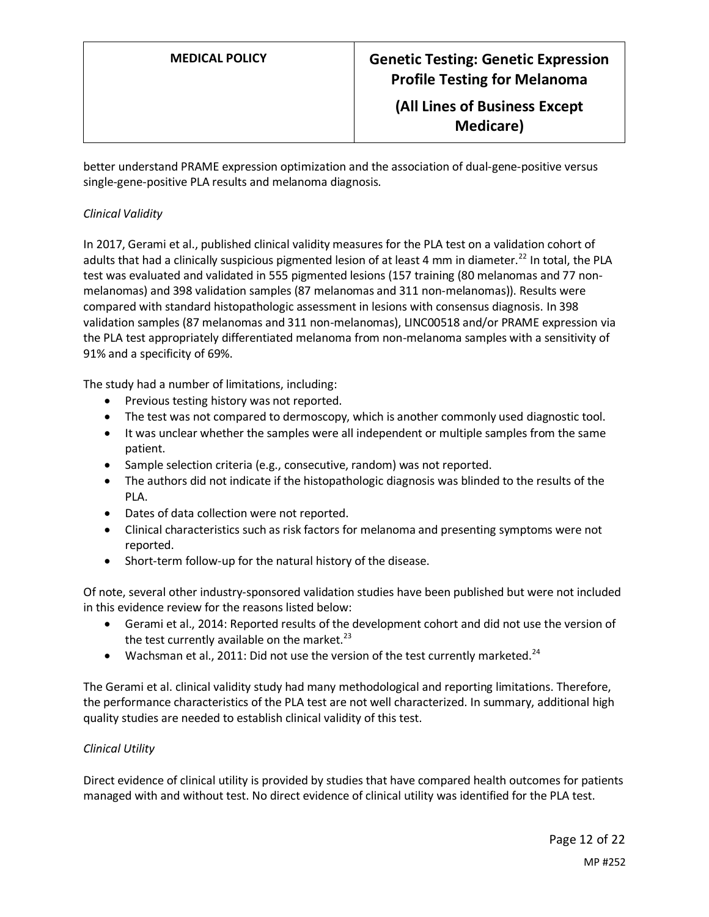better understand PRAME expression optimization and the association of dual-gene-positive versus single-gene-positive PLA results and melanoma diagnosis.

*Clinical Validity*

In 2017, Gerami et al., published clinical validity measures for the PLA test on a validation cohort of adults that had a clinically suspicious pigmented lesion of at least 4 mm in diameter.[22] In total, the PLA test was evaluated and validated in 555 pigmented lesions (157 training (80 melanomas and 77 non-melanomas) and 398 validation samples (87 melanomas and 311 non-melanomas)). Results were compared with standard histopathologic assessment in lesions with consensus diagnosis. In 398 validation samples (87 melanomas and 311 non-melanomas), LINC00518 and/or PRAME expression via the PLA test appropriately differentiated melanoma from non-melanoma samples with a sensitivity of 91% and a specificity of 69%.

The study had a number of limitations, including:

- Previous testing history was not reported.
- The test was not compared to dermoscopy, which is another commonly used diagnostic tool.
- It was unclear whether the samples were all independent or multiple samples from the same patient.
- Sample selection criteria (e.g., consecutive, random) was not reported.
- The authors did not indicate if the histopathologic diagnosis was blinded to the results of the PLA.
- Dates of data collection were not reported.
- Clinical characteristics such as risk factors for melanoma and presenting symptoms were not reported.
- Short-term follow-up for the natural history of the disease.

Of note, several other industry-sponsored validation studies have been published but were not included in this evidence review for the reasons listed below:

- Gerami et al., 2014: Reported results of the development cohort and did not use the version of the test currently available on the market.[23]
- Wachsman et al., 2011: Did not use the version of the test currently marketed.[24]

The Gerami et al. clinical validity study had many methodological and reporting limitations. Therefore, the performance characteristics of the PLA test are not well characterized. In summary, additional high quality studies are needed to establish clinical validity of this test.

*Clinical Utility*

Direct evidence of clinical utility is provided by studies that have compared health outcomes for patients managed with and without test. No direct evidence of clinical utility was identified for the PLA test.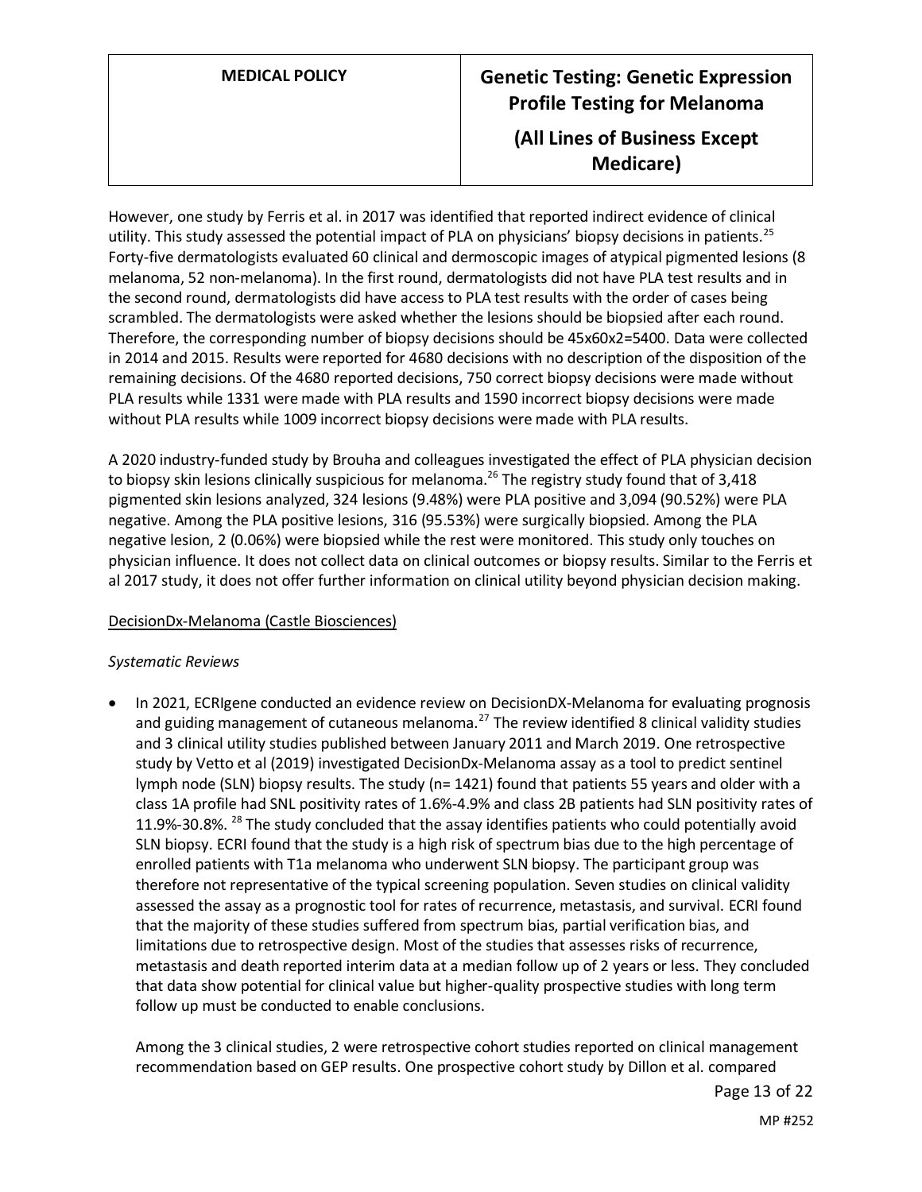However, one study by Ferris et al. in 2017 was identified that reported indirect evidence of clinical utility. This study assessed the potential impact of PLA on physicians' biopsy decisions in patients.[25] Forty-five dermatologists evaluated 60 clinical and dermoscopic images of atypical pigmented lesions (8 melanoma, 52 non-melanoma). In the first round, dermatologists did not have PLA test results and in the second round, dermatologists did have access to PLA test results with the order of cases being scrambled. The dermatologists were asked whether the lesions should be biopsied after each round. Therefore, the corresponding number of biopsy decisions should be 45x60x2=5400. Data were collected in 2014 and 2015. Results were reported for 4680 decisions with no description of the disposition of the remaining decisions. Of the 4680 reported decisions, 750 correct biopsy decisions were made without PLA results while 1331 were made with PLA results and 1590 incorrect biopsy decisions were made without PLA results while 1009 incorrect biopsy decisions were made with PLA results.

A 2020 industry-funded study by Brouha and colleagues investigated the effect of PLA physician decision to biopsy skin lesions clinically suspicious for melanoma.[26] The registry study found that of 3,418 pigmented skin lesions analyzed, 324 lesions (9.48%) were PLA positive and 3,094 (90.52%) were PLA negative. Among the PLA positive lesions, 316 (95.53%) were surgically biopsied. Among the PLA negative lesion, 2 (0.06%) were biopsied while the rest were monitored. This study only touches on physician influence. It does not collect data on clinical outcomes or biopsy results. Similar to the Ferris et al 2017 study, it does not offer further information on clinical utility beyond physician decision making.

DecisionDx-Melanoma (Castle Biosciences)

*Systematic Reviews*

- In 2021, ECRIgene conducted an evidence review on DecisionDX-Melanoma for evaluating prognosis and guiding management of cutaneous melanoma.[27] The review identified 8 clinical validity studies and 3 clinical utility studies published between January 2011 and March 2019. One retrospective study by Vetto et al (2019) investigated DecisionDx-Melanoma assay as a tool to predict sentinel lymph node (SLN) biopsy results. The study (n= 1421) found that patients 55 years and older with a class 1A profile had SNL positivity rates of 1.6%-4.9% and class 2B patients had SLN positivity rates of 11.9%-30.8%. [28] The study concluded that the assay identifies patients who could potentially avoid SLN biopsy. ECRI found that the study is a high risk of spectrum bias due to the high percentage of enrolled patients with T1a melanoma who underwent SLN biopsy. The participant group was therefore not representative of the typical screening population. Seven studies on clinical validity assessed the assay as a prognostic tool for rates of recurrence, metastasis, and survival. ECRI found that the majority of these studies suffered from spectrum bias, partial verification bias, and limitations due to retrospective design. Most of the studies that assesses risks of recurrence, metastasis and death reported interim data at a median follow up of 2 years or less. They concluded that data show potential for clinical value but higher-quality prospective studies with long term follow up must be conducted to enable conclusions.

  Among the 3 clinical studies, 2 were retrospective cohort studies reported on clinical management recommendation based on GEP results. One prospective cohort study by Dillon et al. compared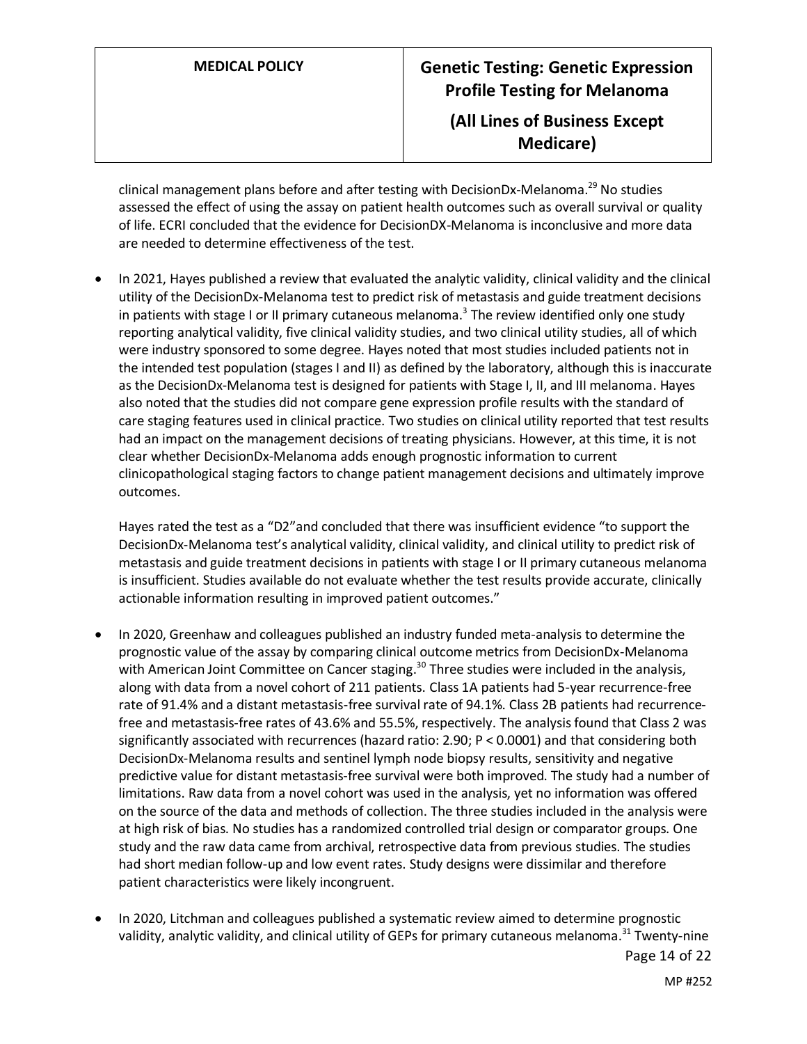clinical management plans before and after testing with DecisionDx-Melanoma.[29] No studies assessed the effect of using the assay on patient health outcomes such as overall survival or quality of life. ECRI concluded that the evidence for DecisionDX-Melanoma is inconclusive and more data are needed to determine effectiveness of the test.

- In 2021, Hayes published a review that evaluated the analytic validity, clinical validity and the clinical utility of the DecisionDx-Melanoma test to predict risk of metastasis and guide treatment decisions in patients with stage I or II primary cutaneous melanoma.[3] The review identified only one study reporting analytical validity, five clinical validity studies, and two clinical utility studies, all of which were industry sponsored to some degree. Hayes noted that most studies included patients not in the intended test population (stages I and II) as defined by the laboratory, although this is inaccurate as the DecisionDx-Melanoma test is designed for patients with Stage I, II, and III melanoma. Hayes also noted that the studies did not compare gene expression profile results with the standard of care staging features used in clinical practice. Two studies on clinical utility reported that test results had an impact on the management decisions of treating physicians. However, at this time, it is not clear whether DecisionDx-Melanoma adds enough prognostic information to current clinicopathological staging factors to change patient management decisions and ultimately improve outcomes.

  Hayes rated the test as a "D2"and concluded that there was insufficient evidence "to support the DecisionDx-Melanoma test's analytical validity, clinical validity, and clinical utility to predict risk of metastasis and guide treatment decisions in patients with stage I or II primary cutaneous melanoma is insufficient. Studies available do not evaluate whether the test results provide accurate, clinically actionable information resulting in improved patient outcomes."

- In 2020, Greenhaw and colleagues published an industry funded meta-analysis to determine the prognostic value of the assay by comparing clinical outcome metrics from DecisionDx-Melanoma with American Joint Committee on Cancer staging.[30] Three studies were included in the analysis, along with data from a novel cohort of 211 patients. Class 1A patients had 5-year recurrence-free rate of 91.4% and a distant metastasis-free survival rate of 94.1%. Class 2B patients had recurrence-free and metastasis-free rates of 43.6% and 55.5%, respectively. The analysis found that Class 2 was significantly associated with recurrences (hazard ratio: 2.90; $P < 0.0001$) and that considering both DecisionDx-Melanoma results and sentinel lymph node biopsy results, sensitivity and negative predictive value for distant metastasis-free survival were both improved. The study had a number of limitations. Raw data from a novel cohort was used in the analysis, yet no information was offered on the source of the data and methods of collection. The three studies included in the analysis were at high risk of bias. No studies has a randomized controlled trial design or comparator groups. One study and the raw data came from archival, retrospective data from previous studies. The studies had short median follow-up and low event rates. Study designs were dissimilar and therefore patient characteristics were likely incongruent.

- In 2020, Litchman and colleagues published a systematic review aimed to determine prognostic validity, analytic validity, and clinical utility of GEPs for primary cutaneous melanoma.[31] Twenty-nine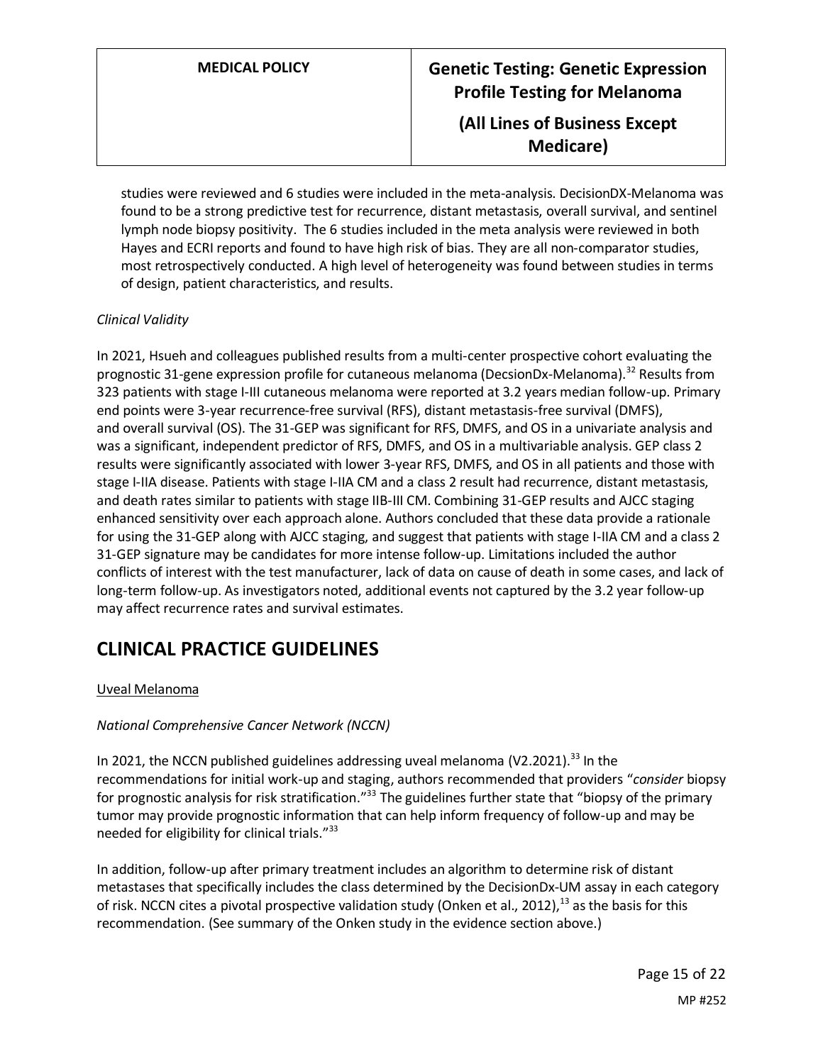studies were reviewed and 6 studies were included in the meta-analysis. DecisionDX-Melanoma was found to be a strong predictive test for recurrence, distant metastasis, overall survival, and sentinel lymph node biopsy positivity. The 6 studies included in the meta analysis were reviewed in both Hayes and ECRI reports and found to have high risk of bias. They are all non-comparator studies, most retrospectively conducted. A high level of heterogeneity was found between studies in terms of design, patient characteristics, and results.

*Clinical Validity*

In 2021, Hsueh and colleagues published results from a multi-center prospective cohort evaluating the prognostic 31-gene expression profile for cutaneous melanoma (DecsionDx-Melanoma).[32] Results from 323 patients with stage I-III cutaneous melanoma were reported at 3.2 years median follow-up. Primary end points were 3-year recurrence-free survival (RFS), distant metastasis-free survival (DMFS), and overall survival (OS). The 31-GEP was significant for RFS, DMFS, and OS in a univariate analysis and was a significant, independent predictor of RFS, DMFS, and OS in a multivariable analysis. GEP class 2 results were significantly associated with lower 3-year RFS, DMFS, and OS in all patients and those with stage I-IIA disease. Patients with stage I-IIA CM and a class 2 result had recurrence, distant metastasis, and death rates similar to patients with stage IIB-III CM. Combining 31-GEP results and AJCC staging enhanced sensitivity over each approach alone. Authors concluded that these data provide a rationale for using the 31-GEP along with AJCC staging, and suggest that patients with stage I-IIA CM and a class 2 31-GEP signature may be candidates for more intense follow-up. Limitations included the author conflicts of interest with the test manufacturer, lack of data on cause of death in some cases, and lack of long-term follow-up. As investigators noted, additional events not captured by the 3.2 year follow-up may affect recurrence rates and survival estimates.

# CLINICAL PRACTICE GUIDELINES

Uveal Melanoma

*National Comprehensive Cancer Network (NCCN)*

In 2021, the NCCN published guidelines addressing uveal melanoma (V2.2021).[33] In the recommendations for initial work-up and staging, authors recommended that providers "*consider* biopsy for prognostic analysis for risk stratification."[33] The guidelines further state that "biopsy of the primary tumor may provide prognostic information that can help inform frequency of follow-up and may be needed for eligibility for clinical trials."[33]

In addition, follow-up after primary treatment includes an algorithm to determine risk of distant metastases that specifically includes the class determined by the DecisionDx-UM assay in each category of risk. NCCN cites a pivotal prospective validation study (Onken et al., 2012),[13] as the basis for this recommendation. (See summary of the Onken study in the evidence section above.)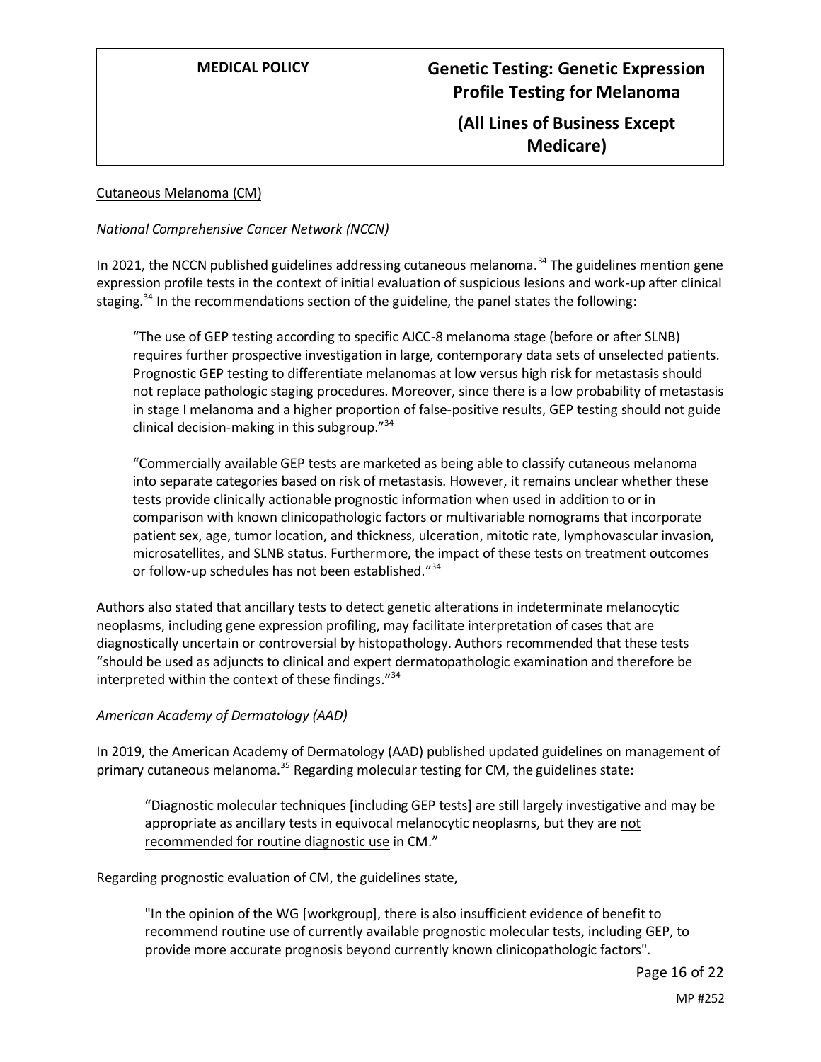Cutaneous Melanoma (CM)

*National Comprehensive Cancer Network (NCCN)*

In 2021, the NCCN published guidelines addressing cutaneous melanoma.[34] The guidelines mention gene expression profile tests in the context of initial evaluation of suspicious lesions and work-up after clinical staging.[34] In the recommendations section of the guideline, the panel states the following:

> "The use of GEP testing according to specific AJCC-8 melanoma stage (before or after SLNB) requires further prospective investigation in large, contemporary data sets of unselected patients. Prognostic GEP testing to differentiate melanomas at low versus high risk for metastasis should not replace pathologic staging procedures. Moreover, since there is a low probability of metastasis in stage I melanoma and a higher proportion of false-positive results, GEP testing should not guide clinical decision-making in this subgroup."[34]
>
> "Commercially available GEP tests are marketed as being able to classify cutaneous melanoma into separate categories based on risk of metastasis. However, it remains unclear whether these tests provide clinically actionable prognostic information when used in addition to or in comparison with known clinicopathologic factors or multivariable nomograms that incorporate patient sex, age, tumor location, and thickness, ulceration, mitotic rate, lymphovascular invasion, microsatellites, and SLNB status. Furthermore, the impact of these tests on treatment outcomes or follow-up schedules has not been established."[34]

Authors also stated that ancillary tests to detect genetic alterations in indeterminate melanocytic neoplasms, including gene expression profiling, may facilitate interpretation of cases that are diagnostically uncertain or controversial by histopathology. Authors recommended that these tests "should be used as adjuncts to clinical and expert dermatopathologic examination and therefore be interpreted within the context of these findings."[34]

*American Academy of Dermatology (AAD)*

In 2019, the American Academy of Dermatology (AAD) published updated guidelines on management of primary cutaneous melanoma.[35] Regarding molecular testing for CM, the guidelines state:

> "Diagnostic molecular techniques [including GEP tests] are still largely investigative and may be appropriate as ancillary tests in equivocal melanocytic neoplasms, but they are not recommended for routine diagnostic use in CM."

Regarding prognostic evaluation of CM, the guidelines state,

> "In the opinion of the WG [workgroup], there is also insufficient evidence of benefit to recommend routine use of currently available prognostic molecular tests, including GEP, to provide more accurate prognosis beyond currently known clinicopathologic factors".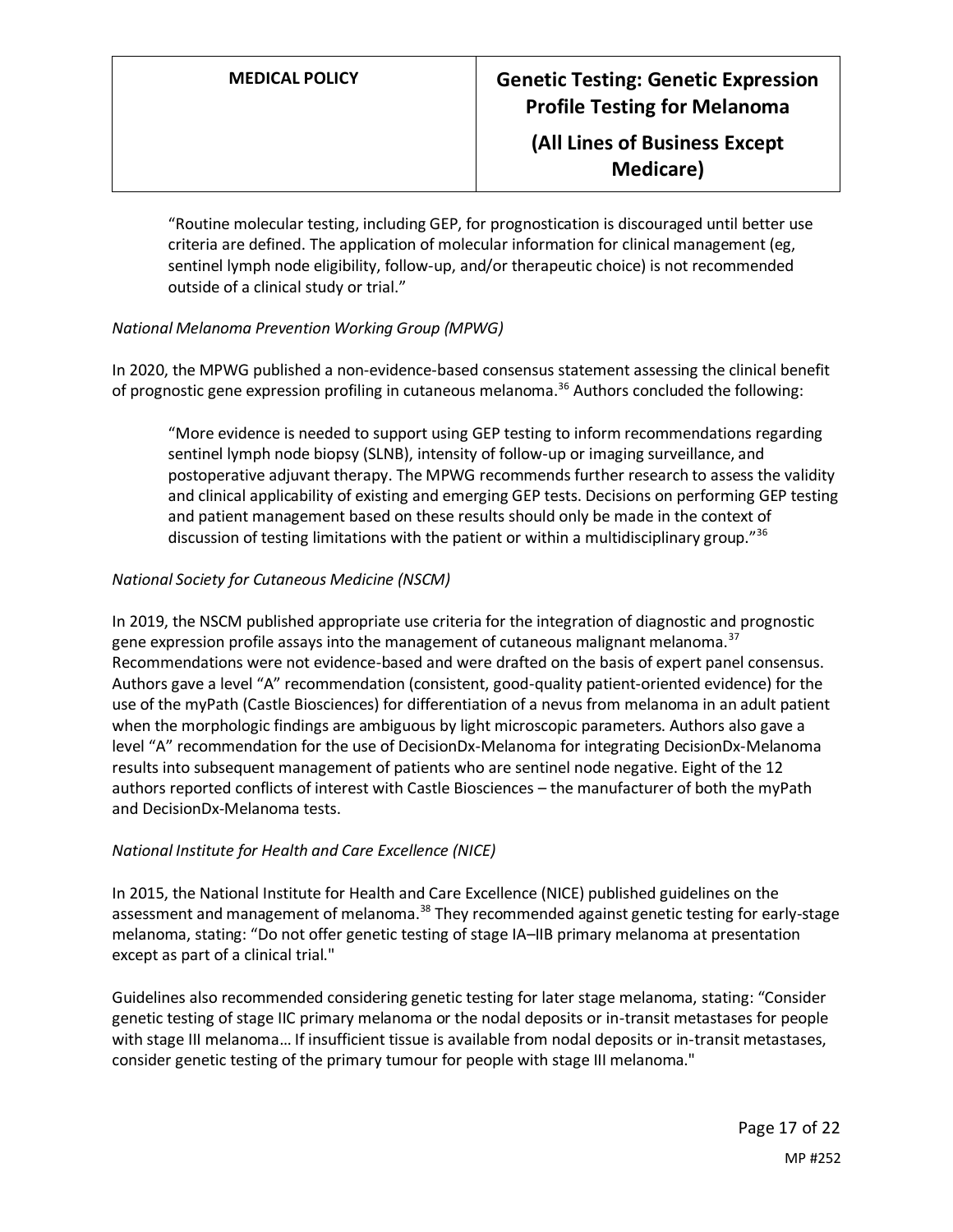> "Routine molecular testing, including GEP, for prognostication is discouraged until better use criteria are defined. The application of molecular information for clinical management (eg, sentinel lymph node eligibility, follow-up, and/or therapeutic choice) is not recommended outside of a clinical study or trial."

*National Melanoma Prevention Working Group (MPWG)*

In 2020, the MPWG published a non-evidence-based consensus statement assessing the clinical benefit of prognostic gene expression profiling in cutaneous melanoma.[36] Authors concluded the following:

> "More evidence is needed to support using GEP testing to inform recommendations regarding sentinel lymph node biopsy (SLNB), intensity of follow-up or imaging surveillance, and postoperative adjuvant therapy. The MPWG recommends further research to assess the validity and clinical applicability of existing and emerging GEP tests. Decisions on performing GEP testing and patient management based on these results should only be made in the context of discussion of testing limitations with the patient or within a multidisciplinary group."[36]

*National Society for Cutaneous Medicine (NSCM)*

In 2019, the NSCM published appropriate use criteria for the integration of diagnostic and prognostic gene expression profile assays into the management of cutaneous malignant melanoma.[37] Recommendations were not evidence-based and were drafted on the basis of expert panel consensus. Authors gave a level "A" recommendation (consistent, good-quality patient-oriented evidence) for the use of the myPath (Castle Biosciences) for differentiation of a nevus from melanoma in an adult patient when the morphologic findings are ambiguous by light microscopic parameters. Authors also gave a level "A" recommendation for the use of DecisionDx-Melanoma for integrating DecisionDx-Melanoma results into subsequent management of patients who are sentinel node negative. Eight of the 12 authors reported conflicts of interest with Castle Biosciences – the manufacturer of both the myPath and DecisionDx-Melanoma tests.

*National Institute for Health and Care Excellence (NICE)*

In 2015, the National Institute for Health and Care Excellence (NICE) published guidelines on the assessment and management of melanoma.[38] They recommended against genetic testing for early-stage melanoma, stating: "Do not offer genetic testing of stage IA–IIB primary melanoma at presentation except as part of a clinical trial."

Guidelines also recommended considering genetic testing for later stage melanoma, stating: "Consider genetic testing of stage IIC primary melanoma or the nodal deposits or in-transit metastases for people with stage III melanoma… If insufficient tissue is available from nodal deposits or in-transit metastases, consider genetic testing of the primary tumour for people with stage III melanoma."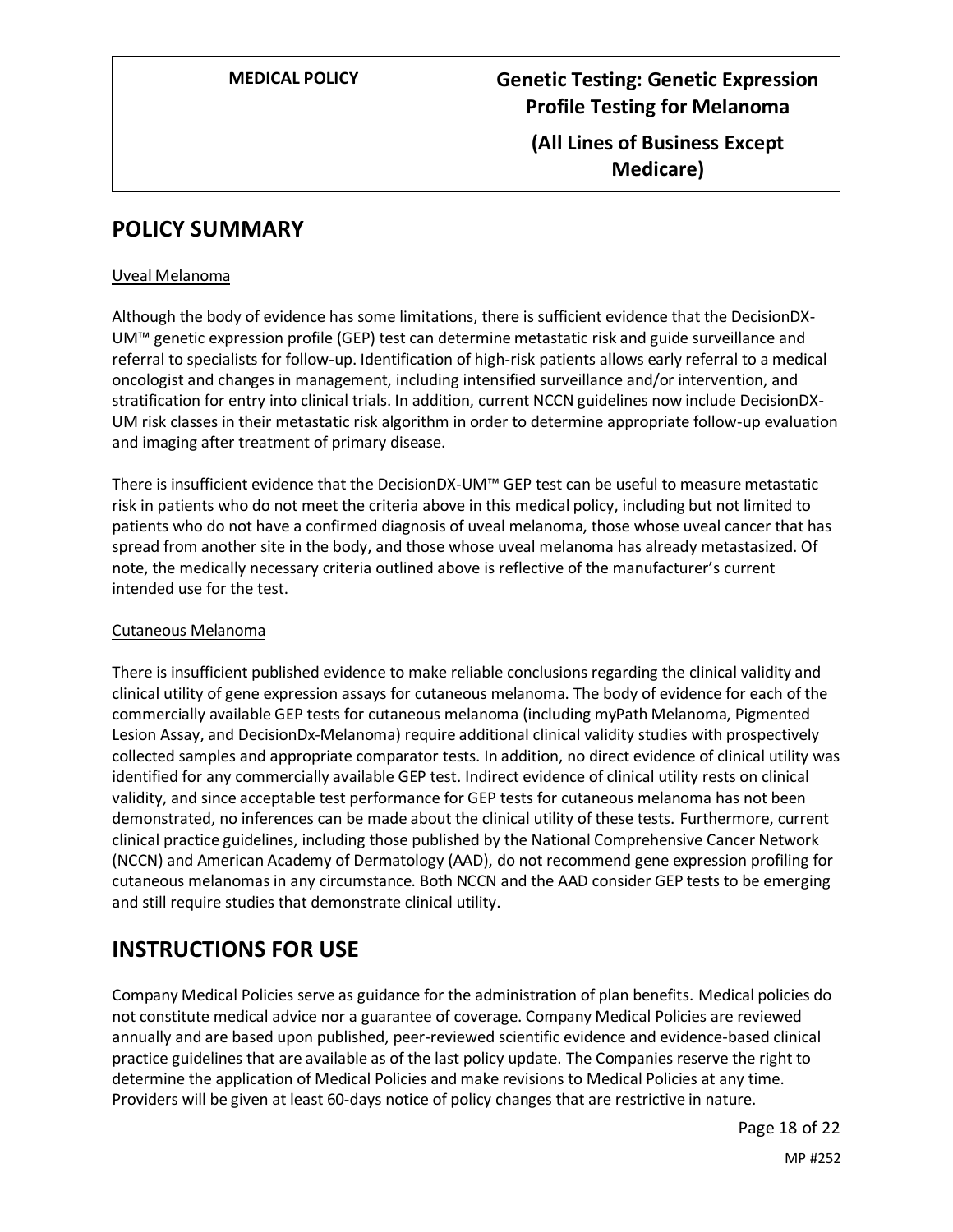## POLICY SUMMARY

Uveal Melanoma

Although the body of evidence has some limitations, there is sufficient evidence that the DecisionDX-UM™ genetic expression profile (GEP) test can determine metastatic risk and guide surveillance and referral to specialists for follow-up. Identification of high-risk patients allows early referral to a medical oncologist and changes in management, including intensified surveillance and/or intervention, and stratification for entry into clinical trials. In addition, current NCCN guidelines now include DecisionDX-UM risk classes in their metastatic risk algorithm in order to determine appropriate follow-up evaluation and imaging after treatment of primary disease.

There is insufficient evidence that the DecisionDX-UM™ GEP test can be useful to measure metastatic risk in patients who do not meet the criteria above in this medical policy, including but not limited to patients who do not have a confirmed diagnosis of uveal melanoma, those whose uveal cancer that has spread from another site in the body, and those whose uveal melanoma has already metastasized. Of note, the medically necessary criteria outlined above is reflective of the manufacturer's current intended use for the test.

Cutaneous Melanoma

There is insufficient published evidence to make reliable conclusions regarding the clinical validity and clinical utility of gene expression assays for cutaneous melanoma. The body of evidence for each of the commercially available GEP tests for cutaneous melanoma (including myPath Melanoma, Pigmented Lesion Assay, and DecisionDx-Melanoma) require additional clinical validity studies with prospectively collected samples and appropriate comparator tests. In addition, no direct evidence of clinical utility was identified for any commercially available GEP test. Indirect evidence of clinical utility rests on clinical validity, and since acceptable test performance for GEP tests for cutaneous melanoma has not been demonstrated, no inferences can be made about the clinical utility of these tests. Furthermore, current clinical practice guidelines, including those published by the National Comprehensive Cancer Network (NCCN) and American Academy of Dermatology (AAD), do not recommend gene expression profiling for cutaneous melanomas in any circumstance. Both NCCN and the AAD consider GEP tests to be emerging and still require studies that demonstrate clinical utility.

## INSTRUCTIONS FOR USE

Company Medical Policies serve as guidance for the administration of plan benefits. Medical policies do not constitute medical advice nor a guarantee of coverage. Company Medical Policies are reviewed annually and are based upon published, peer-reviewed scientific evidence and evidence-based clinical practice guidelines that are available as of the last policy update. The Companies reserve the right to determine the application of Medical Policies and make revisions to Medical Policies at any time. Providers will be given at least 60-days notice of policy changes that are restrictive in nature.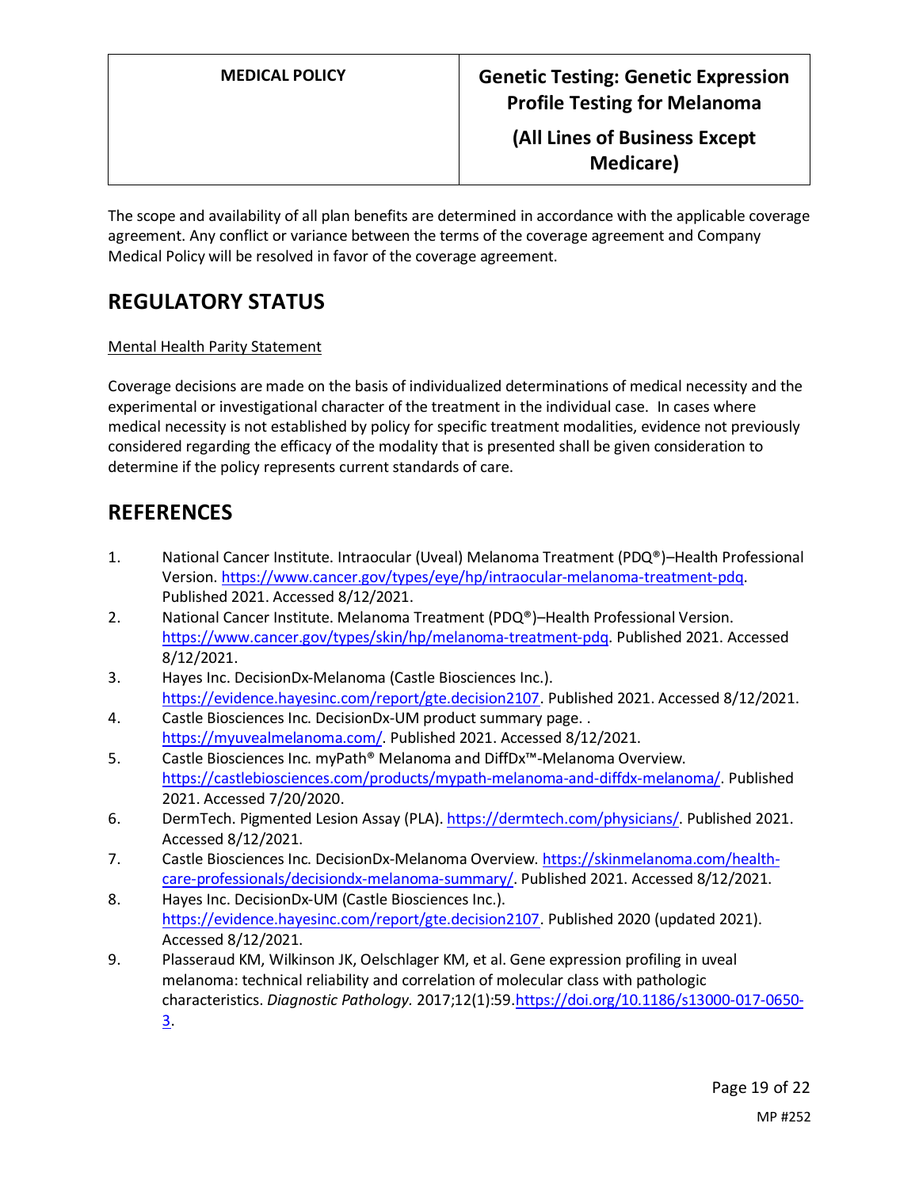The scope and availability of all plan benefits are determined in accordance with the applicable coverage agreement. Any conflict or variance between the terms of the coverage agreement and Company Medical Policy will be resolved in favor of the coverage agreement.

## REGULATORY STATUS

Mental Health Parity Statement

Coverage decisions are made on the basis of individualized determinations of medical necessity and the experimental or investigational character of the treatment in the individual case. In cases where medical necessity is not established by policy for specific treatment modalities, evidence not previously considered regarding the efficacy of the modality that is presented shall be given consideration to determine if the policy represents current standards of care.

## REFERENCES

1. National Cancer Institute. Intraocular (Uveal) Melanoma Treatment (PDQ®)–Health Professional Version. https://www.cancer.gov/types/eye/hp/intraocular-melanoma-treatment-pdq. Published 2021. Accessed 8/12/2021.
2. National Cancer Institute. Melanoma Treatment (PDQ®)–Health Professional Version. https://www.cancer.gov/types/skin/hp/melanoma-treatment-pdq. Published 2021. Accessed 8/12/2021.
3. Hayes Inc. DecisionDx-Melanoma (Castle Biosciences Inc.). https://evidence.hayesinc.com/report/gte.decision2107. Published 2021. Accessed 8/12/2021.
4. Castle Biosciences Inc. DecisionDx-UM product summary page. . https://myuvealmelanoma.com/. Published 2021. Accessed 8/12/2021.
5. Castle Biosciences Inc. myPath® Melanoma and DiffDx™-Melanoma Overview. https://castlebiosciences.com/products/mypath-melanoma-and-diffdx-melanoma/. Published 2021. Accessed 7/20/2020.
6. DermTech. Pigmented Lesion Assay (PLA). https://dermtech.com/physicians/. Published 2021. Accessed 8/12/2021.
7. Castle Biosciences Inc. DecisionDx-Melanoma Overview. https://skinmelanoma.com/health-care-professionals/decisiondx-melanoma-summary/. Published 2021. Accessed 8/12/2021.
8. Hayes Inc. DecisionDx-UM (Castle Biosciences Inc.). https://evidence.hayesinc.com/report/gte.decision2107. Published 2020 (updated 2021). Accessed 8/12/2021.
9. Plasseraud KM, Wilkinson JK, Oelschlager KM, et al. Gene expression profiling in uveal melanoma: technical reliability and correlation of molecular class with pathologic characteristics. *Diagnostic Pathology.* 2017;12(1):59.https://doi.org/10.1186/s13000-017-0650-3.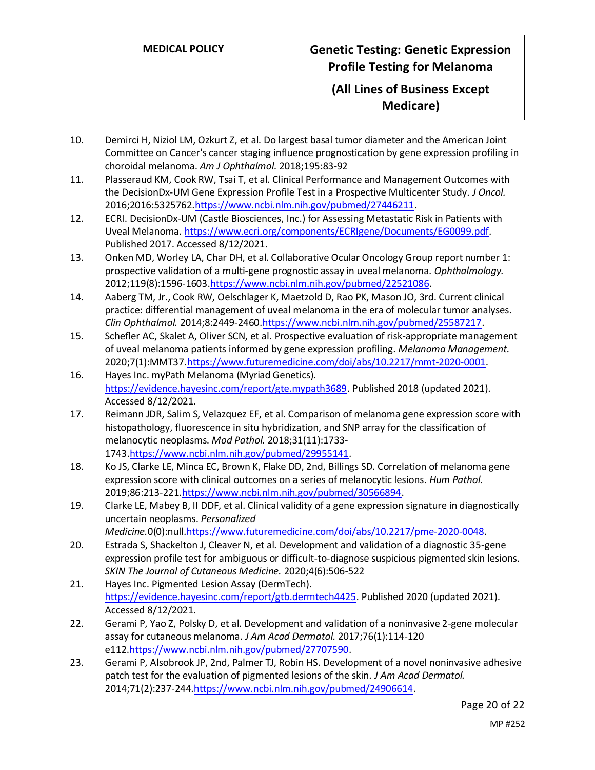10. Demirci H, Niziol LM, Ozkurt Z, et al. Do largest basal tumor diameter and the American Joint Committee on Cancer's cancer staging influence prognostication by gene expression profiling in choroidal melanoma. *Am J Ophthalmol.* 2018;195:83-92
11. Plasseraud KM, Cook RW, Tsai T, et al. Clinical Performance and Management Outcomes with the DecisionDx-UM Gene Expression Profile Test in a Prospective Multicenter Study. *J Oncol.* 2016;2016:5325762.https://www.ncbi.nlm.nih.gov/pubmed/27446211.
12. ECRI. DecisionDx-UM (Castle Biosciences, Inc.) for Assessing Metastatic Risk in Patients with Uveal Melanoma. https://www.ecri.org/components/ECRIgene/Documents/EG0099.pdf. Published 2017. Accessed 8/12/2021.
13. Onken MD, Worley LA, Char DH, et al. Collaborative Ocular Oncology Group report number 1: prospective validation of a multi-gene prognostic assay in uveal melanoma. *Ophthalmology.* 2012;119(8):1596-1603.https://www.ncbi.nlm.nih.gov/pubmed/22521086.
14. Aaberg TM, Jr., Cook RW, Oelschlager K, Maetzold D, Rao PK, Mason JO, 3rd. Current clinical practice: differential management of uveal melanoma in the era of molecular tumor analyses. *Clin Ophthalmol.* 2014;8:2449-2460.https://www.ncbi.nlm.nih.gov/pubmed/25587217.
15. Schefler AC, Skalet A, Oliver SCN, et al. Prospective evaluation of risk-appropriate management of uveal melanoma patients informed by gene expression profiling. *Melanoma Management.* 2020;7(1):MMT37.https://www.futuremedicine.com/doi/abs/10.2217/mmt-2020-0001.
16. Hayes Inc. myPath Melanoma (Myriad Genetics). https://evidence.hayesinc.com/report/gte.mypath3689. Published 2018 (updated 2021). Accessed 8/12/2021.
17. Reimann JDR, Salim S, Velazquez EF, et al. Comparison of melanoma gene expression score with histopathology, fluorescence in situ hybridization, and SNP array for the classification of melanocytic neoplasms. *Mod Pathol.* 2018;31(11):1733-1743.https://www.ncbi.nlm.nih.gov/pubmed/29955141.
18. Ko JS, Clarke LE, Minca EC, Brown K, Flake DD, 2nd, Billings SD. Correlation of melanoma gene expression score with clinical outcomes on a series of melanocytic lesions. *Hum Pathol.* 2019;86:213-221.https://www.ncbi.nlm.nih.gov/pubmed/30566894.
19. Clarke LE, Mabey B, II DDF, et al. Clinical validity of a gene expression signature in diagnostically uncertain neoplasms. *Personalized Medicine.*0(0):null.https://www.futuremedicine.com/doi/abs/10.2217/pme-2020-0048.
20. Estrada S, Shackelton J, Cleaver N, et al. Development and validation of a diagnostic 35-gene expression profile test for ambiguous or difficult-to-diagnose suspicious pigmented skin lesions. *SKIN The Journal of Cutaneous Medicine.* 2020;4(6):506-522
21. Hayes Inc. Pigmented Lesion Assay (DermTech). https://evidence.hayesinc.com/report/gtb.dermtech4425. Published 2020 (updated 2021). Accessed 8/12/2021.
22. Gerami P, Yao Z, Polsky D, et al. Development and validation of a noninvasive 2-gene molecular assay for cutaneous melanoma. *J Am Acad Dermatol.* 2017;76(1):114-120 e112.https://www.ncbi.nlm.nih.gov/pubmed/27707590.
23. Gerami P, Alsobrook JP, 2nd, Palmer TJ, Robin HS. Development of a novel noninvasive adhesive patch test for the evaluation of pigmented lesions of the skin. *J Am Acad Dermatol.* 2014;71(2):237-244.https://www.ncbi.nlm.nih.gov/pubmed/24906614.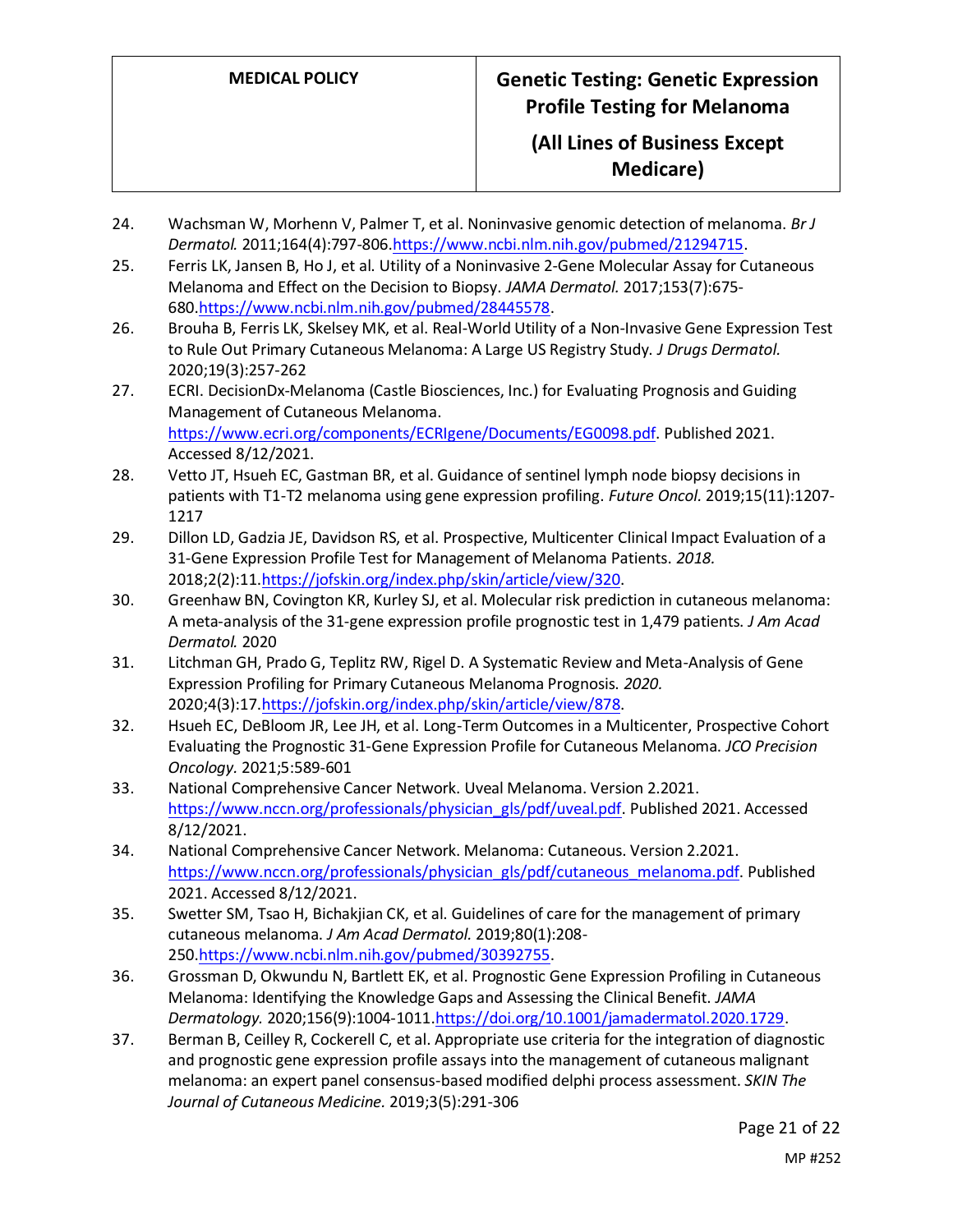24. Wachsman W, Morhenn V, Palmer T, et al. Noninvasive genomic detection of melanoma. *Br J Dermatol.* 2011;164(4):797-806.https://www.ncbi.nlm.nih.gov/pubmed/21294715.
25. Ferris LK, Jansen B, Ho J, et al. Utility of a Noninvasive 2-Gene Molecular Assay for Cutaneous Melanoma and Effect on the Decision to Biopsy. *JAMA Dermatol.* 2017;153(7):675-680.https://www.ncbi.nlm.nih.gov/pubmed/28445578.
26. Brouha B, Ferris LK, Skelsey MK, et al. Real-World Utility of a Non-Invasive Gene Expression Test to Rule Out Primary Cutaneous Melanoma: A Large US Registry Study. *J Drugs Dermatol.* 2020;19(3):257-262
27. ECRI. DecisionDx-Melanoma (Castle Biosciences, Inc.) for Evaluating Prognosis and Guiding Management of Cutaneous Melanoma. https://www.ecri.org/components/ECRIgene/Documents/EG0098.pdf. Published 2021. Accessed 8/12/2021.
28. Vetto JT, Hsueh EC, Gastman BR, et al. Guidance of sentinel lymph node biopsy decisions in patients with T1-T2 melanoma using gene expression profiling. *Future Oncol.* 2019;15(11):1207-1217
29. Dillon LD, Gadzia JE, Davidson RS, et al. Prospective, Multicenter Clinical Impact Evaluation of a 31-Gene Expression Profile Test for Management of Melanoma Patients. *2018.* 2018;2(2):11.https://jofskin.org/index.php/skin/article/view/320.
30. Greenhaw BN, Covington KR, Kurley SJ, et al. Molecular risk prediction in cutaneous melanoma: A meta-analysis of the 31-gene expression profile prognostic test in 1,479 patients. *J Am Acad Dermatol.* 2020
31. Litchman GH, Prado G, Teplitz RW, Rigel D. A Systematic Review and Meta-Analysis of Gene Expression Profiling for Primary Cutaneous Melanoma Prognosis. *2020.* 2020;4(3):17.https://jofskin.org/index.php/skin/article/view/878.
32. Hsueh EC, DeBloom JR, Lee JH, et al. Long-Term Outcomes in a Multicenter, Prospective Cohort Evaluating the Prognostic 31-Gene Expression Profile for Cutaneous Melanoma. *JCO Precision Oncology.* 2021;5:589-601
33. National Comprehensive Cancer Network. Uveal Melanoma. Version 2.2021. https://www.nccn.org/professionals/physician_gls/pdf/uveal.pdf. Published 2021. Accessed 8/12/2021.
34. National Comprehensive Cancer Network. Melanoma: Cutaneous. Version 2.2021. https://www.nccn.org/professionals/physician_gls/pdf/cutaneous_melanoma.pdf. Published 2021. Accessed 8/12/2021.
35. Swetter SM, Tsao H, Bichakjian CK, et al. Guidelines of care for the management of primary cutaneous melanoma. *J Am Acad Dermatol.* 2019;80(1):208-250.https://www.ncbi.nlm.nih.gov/pubmed/30392755.
36. Grossman D, Okwundu N, Bartlett EK, et al. Prognostic Gene Expression Profiling in Cutaneous Melanoma: Identifying the Knowledge Gaps and Assessing the Clinical Benefit. *JAMA Dermatology.* 2020;156(9):1004-1011.https://doi.org/10.1001/jamadermatol.2020.1729.
37. Berman B, Ceilley R, Cockerell C, et al. Appropriate use criteria for the integration of diagnostic and prognostic gene expression profile assays into the management of cutaneous malignant melanoma: an expert panel consensus-based modified delphi process assessment. *SKIN The Journal of Cutaneous Medicine.* 2019;3(5):291-306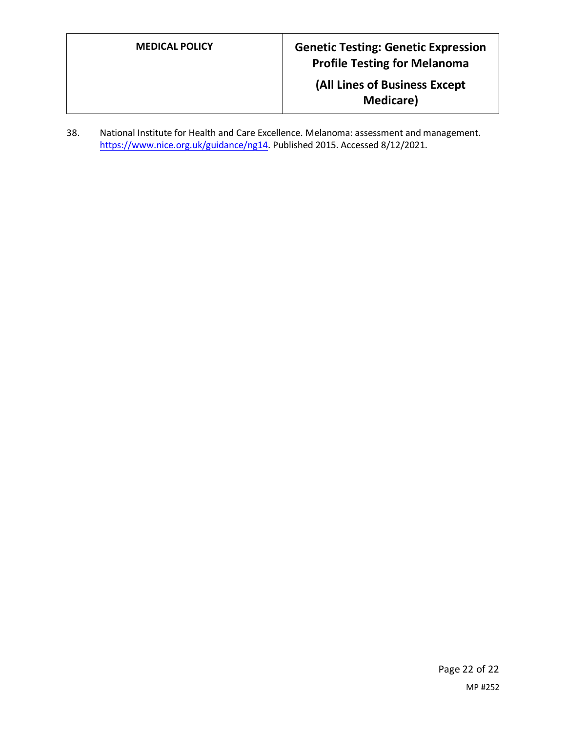38. National Institute for Health and Care Excellence. Melanoma: assessment and management. https://www.nice.org.uk/guidance/ng14. Published 2015. Accessed 8/12/2021.